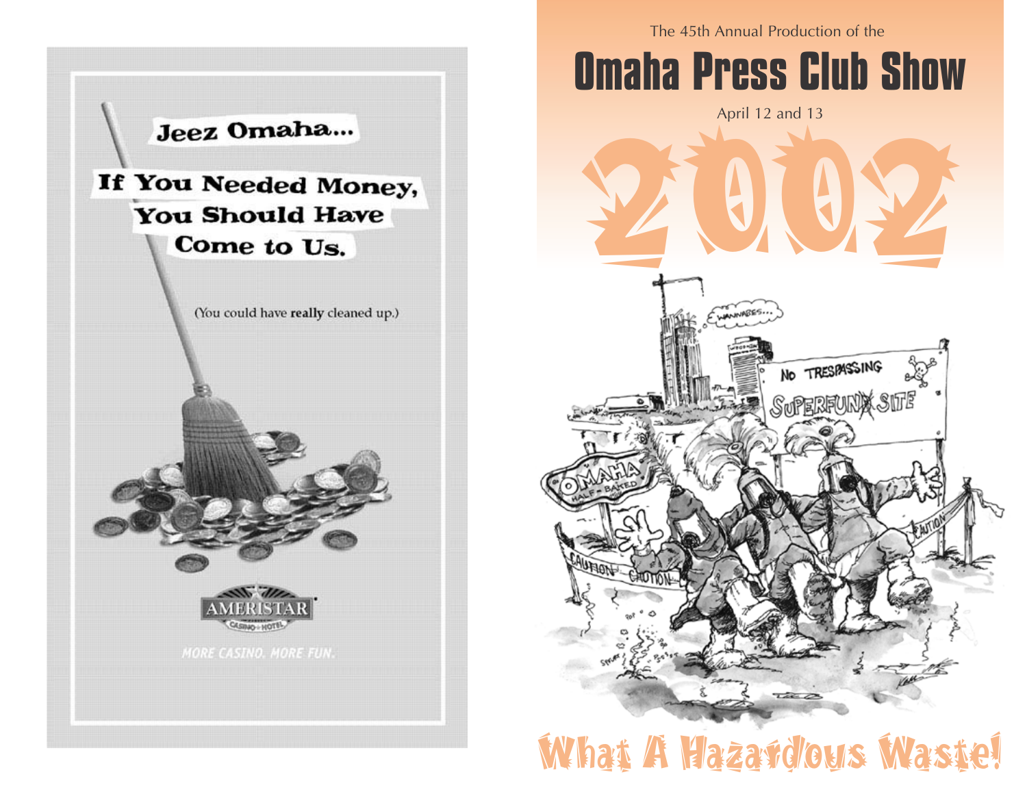Jeez Omaha...

If You Needed Money, You Should Have Come to Us.

(You could have **really** cleaned up.)

AMERISTAR

CASINO • HOTEL

MORE CASINO. MORE FUN.

The 45th Annual Production of the

# Omaha Press Club Show

April 12 and 13

# 2002

## What A Hazardous Waste!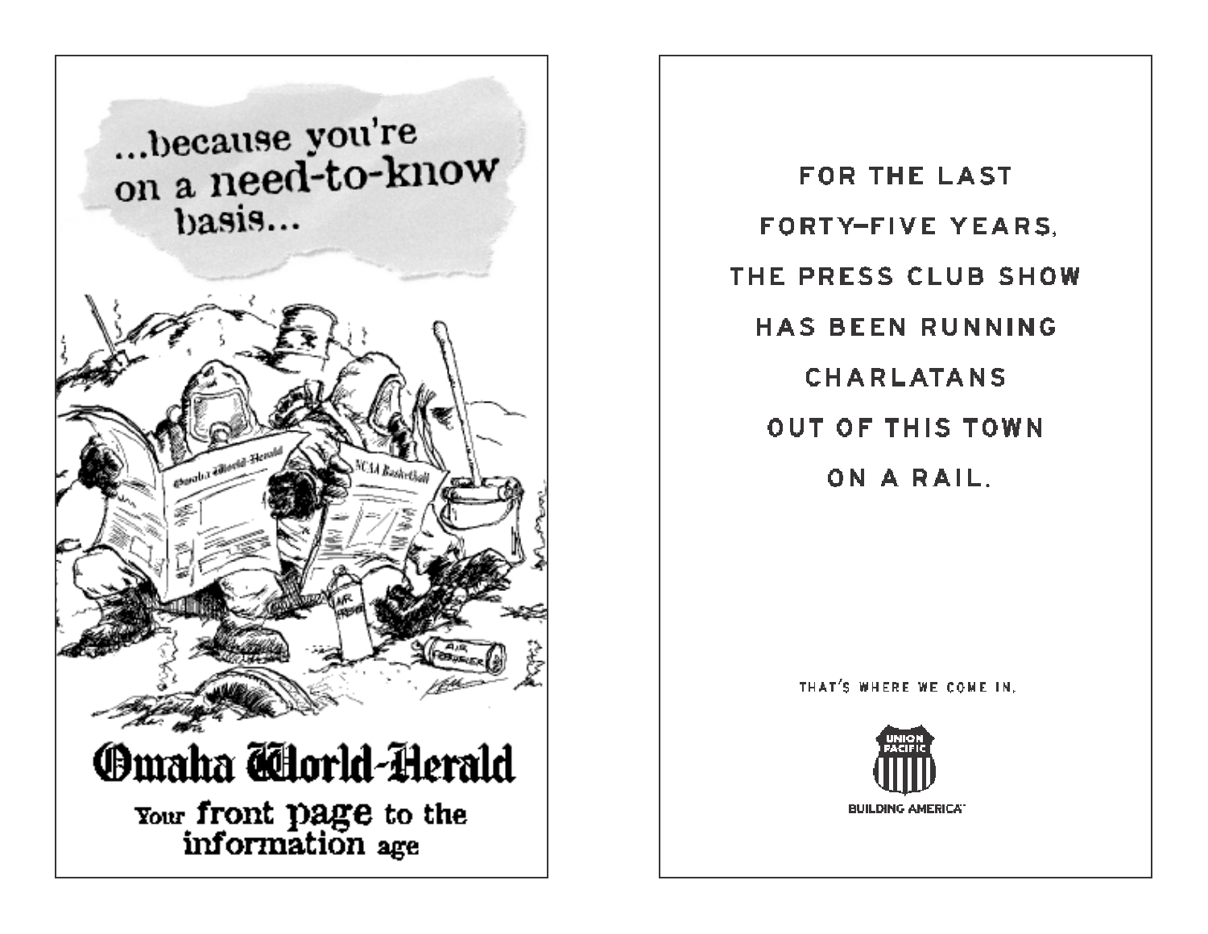...because you're on a need-to-know basis...

Omaha World-Herald

NCAA Basketball

AIR FRESHENER

AIR FRESHENER

**Omaha World-Herald**

Your front page to the information age

FOR THE LAST

FORTY-FIVE YEARS,

THE PRESS CLUB SHOW

HAS BEEN RUNNING

CHARLATANS

OUT OF THIS TOWN

ON A RAIL.

THAT'S WHERE WE COME IN.

UNION PACIFIC

BUILDING AMERICA™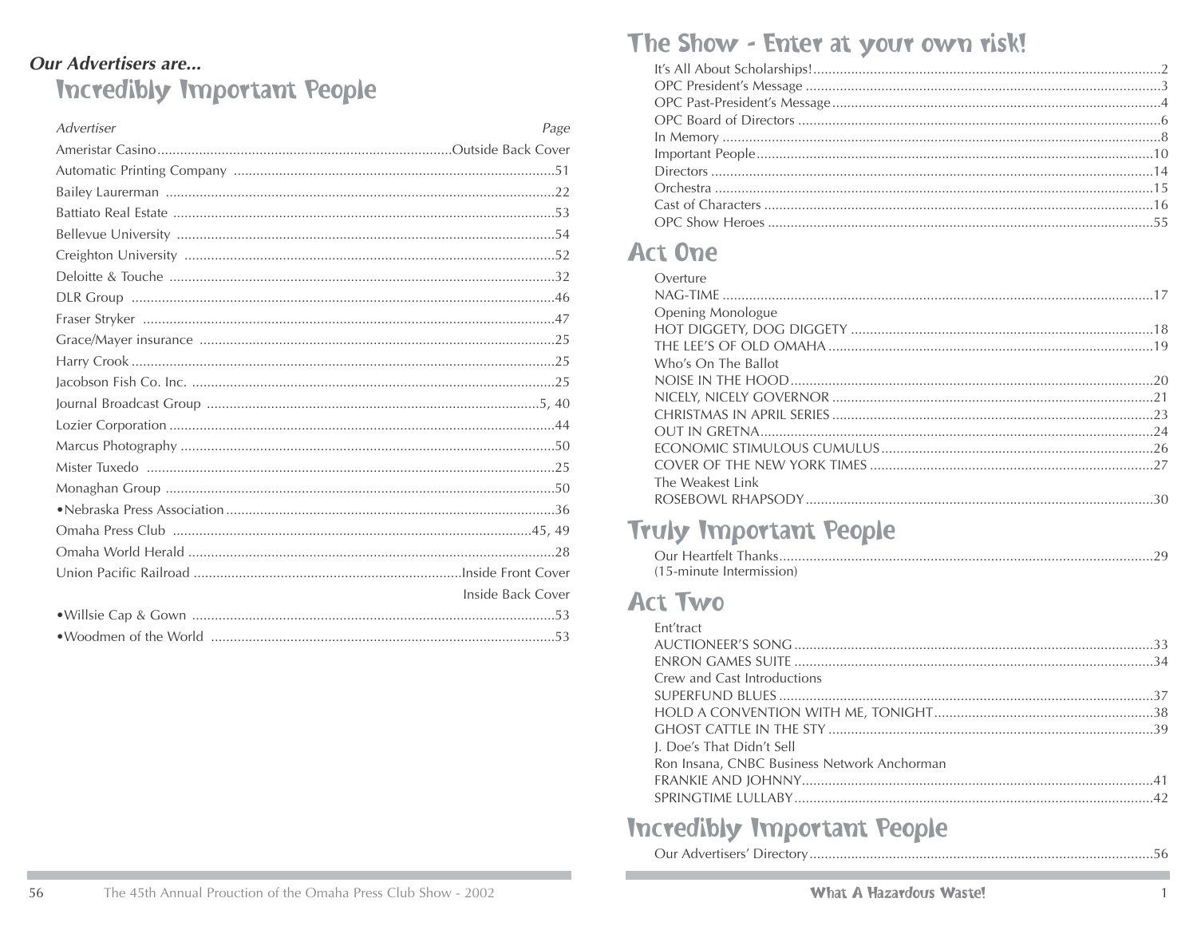*Our Advertisers are...*

## Incredibly Important People

| Advertiser | Page |
|---|---|
| Ameristar Casino | Outside Back Cover |
| Automatic Printing Company | 51 |
| Bailey Laurerman | 22 |
| Battiato Real Estate | 53 |
| Bellevue University | 54 |
| Creighton University | 52 |
| Deloitte & Touche | 32 |
| DLR Group | 46 |
| Fraser Stryker | 47 |
| Grace/Mayer insurance | 25 |
| Harry Crook | 25 |
| Jacobson Fish Co. Inc. | 25 |
| Journal Broadcast Group | 5, 40 |
| Lozier Corporation | 44 |
| Marcus Photography | 50 |
| Mister Tuxedo | 25 |
| Monaghan Group | 50 |
| •Nebraska Press Association | 36 |
| Omaha Press Club | 45, 49 |
| Omaha World Herald | 28 |
| Union Pacific Railroad | Inside Front Cover |
| | Inside Back Cover |
| •Willsie Cap & Gown | 53 |
| •Woodmen of the World | 53 |

# The Show - Enter at your own risk!

- It's All About Scholarships! .....2
- OPC President's Message .....3
- OPC Past-President's Message .....4
- OPC Board of Directors .....6
- In Memory .....8
- Important People .....10
- Directors .....14
- Orchestra .....15
- Cast of Characters .....16
- OPC Show Heroes .....55

## Act One

- Overture
- NAG-TIME .....17
- Opening Monologue
- HOT DIGGETY, DOG DIGGETY .....18
- THE LEE'S OF OLD OMAHA .....19
- Who's On The Ballot
- NOISE IN THE HOOD .....20
- NICELY, NICELY GOVERNOR .....21
- CHRISTMAS IN APRIL SERIES .....23
- OUT IN GRETNA .....24
- ECONOMIC STIMULOUS CUMULUS .....26
- COVER OF THE NEW YORK TIMES .....27
- The Weakest Link
- ROSEBOWL RHAPSODY .....30

## Truly Important People

- Our Heartfelt Thanks .....29
- (15-minute Intermission)

## Act Two

- Ent'tract
- AUCTIONEER'S SONG .....33
- ENRON GAMES SUITE .....34
- Crew and Cast Introductions
- SUPERFUND BLUES .....37
- HOLD A CONVENTION WITH ME, TONIGHT .....38
- GHOST CATTLE IN THE STY .....39
- J. Doe's That Didn't Sell
- Ron Insana, CNBC Business Network Anchorman
- FRANKIE AND JOHNNY .....41
- SPRINGTIME LULLABY .....42

## Incredibly Important People

- Our Advertisers' Directory .....56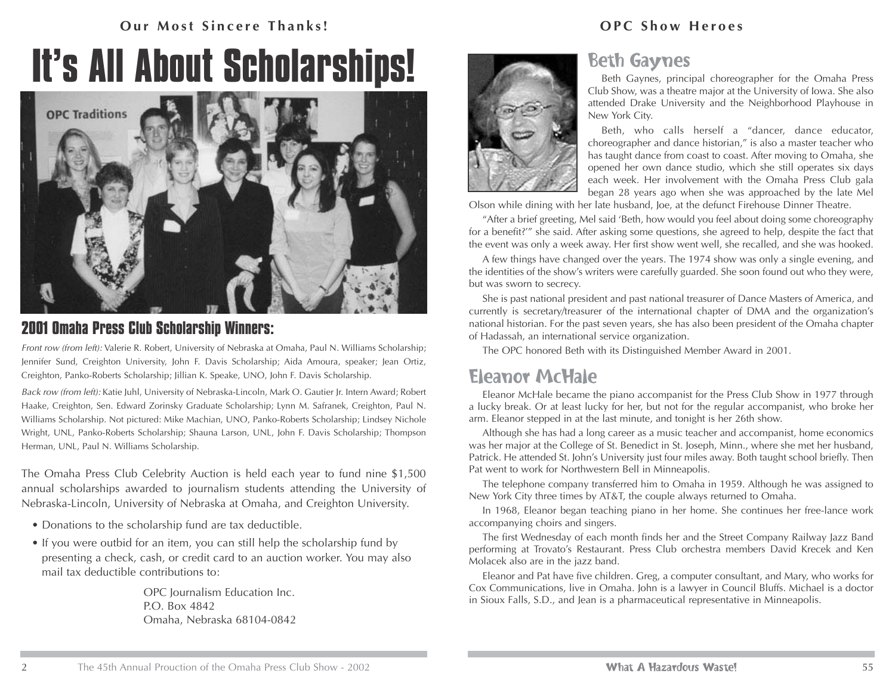# It's All About Scholarships!

## 2001 Omaha Press Club Scholarship Winners:

*Front row (from left):* Valerie R. Robert, University of Nebraska at Omaha, Paul N. Williams Scholarship; Jennifer Sund, Creighton University, John F. Davis Scholarship; Aida Amoura, speaker; Jean Ortiz, Creighton, Panko-Roberts Scholarship; Jillian K. Speake, UNO, John F. Davis Scholarship.

*Back row (from left):* Katie Juhl, University of Nebraska-Lincoln, Mark O. Gautier Jr. Intern Award; Robert Haake, Creighton, Sen. Edward Zorinsky Graduate Scholarship; Lynn M. Safranek, Creighton, Paul N. Williams Scholarship. Not pictured: Mike Machian, UNO, Panko-Roberts Scholarship; Lindsey Nichole Wright, UNL, Panko-Roberts Scholarship; Shauna Larson, UNL, John F. Davis Scholarship; Thompson Herman, UNL, Paul N. Williams Scholarship.

The Omaha Press Club Celebrity Auction is held each year to fund nine $1,500 annual scholarships awarded to journalism students attending the University of Nebraska-Lincoln, University of Nebraska at Omaha, and Creighton University.

- Donations to the scholarship fund are tax deductible.
- If you were outbid for an item, you can still help the scholarship fund by presenting a check, cash, or credit card to an auction worker. You may also mail tax deductible contributions to:

OPC Journalism Education Inc.
P.O. Box 4842
Omaha, Nebraska 68104-0842

# OPC Show Heroes

## Beth Gaynes

Beth Gaynes, principal choreographer for the Omaha Press Club Show, was a theatre major at the University of Iowa. She also attended Drake University and the Neighborhood Playhouse in New York City.

Beth, who calls herself a "dancer, dance educator, choreographer and dance historian," is also a master teacher who has taught dance from coast to coast. After moving to Omaha, she opened her own dance studio, which she still operates six days each week. Her involvement with the Omaha Press Club gala began 28 years ago when she was approached by the late Mel Olson while dining with her late husband, Joe, at the defunct Firehouse Dinner Theatre.

"After a brief greeting, Mel said 'Beth, how would you feel about doing some choreography for a benefit?'" she said. After asking some questions, she agreed to help, despite the fact that the event was only a week away. Her first show went well, she recalled, and she was hooked.

A few things have changed over the years. The 1974 show was only a single evening, and the identities of the show's writers were carefully guarded. She soon found out who they were, but was sworn to secrecy.

She is past national president and past national treasurer of Dance Masters of America, and currently is secretary/treasurer of the international chapter of DMA and the organization's national historian. For the past seven years, she has also been president of the Omaha chapter of Hadassah, an international service organization.

The OPC honored Beth with its Distinguished Member Award in 2001.

## Eleanor McHale

Eleanor McHale became the piano accompanist for the Press Club Show in 1977 through a lucky break. Or at least lucky for her, but not for the regular accompanist, who broke her arm. Eleanor stepped in at the last minute, and tonight is her 26th show.

Although she has had a long career as a music teacher and accompanist, home economics was her major at the College of St. Benedict in St. Joseph, Minn., where she met her husband, Patrick. He attended St. John's University just four miles away. Both taught school briefly. Then Pat went to work for Northwestern Bell in Minneapolis.

The telephone company transferred him to Omaha in 1959. Although he was assigned to New York City three times by AT&T, the couple always returned to Omaha.

In 1968, Eleanor began teaching piano in her home. She continues her free-lance work accompanying choirs and singers.

The first Wednesday of each month finds her and the Street Company Railway Jazz Band performing at Trovato's Restaurant. Press Club orchestra members David Krecek and Ken Molacek also are in the jazz band.

Eleanor and Pat have five children. Greg, a computer consultant, and Mary, who works for Cox Communications, live in Omaha. John is a lawyer in Council Bluffs. Michael is a doctor in Sioux Falls, S.D., and Jean is a pharmaceutical representative in Minneapolis.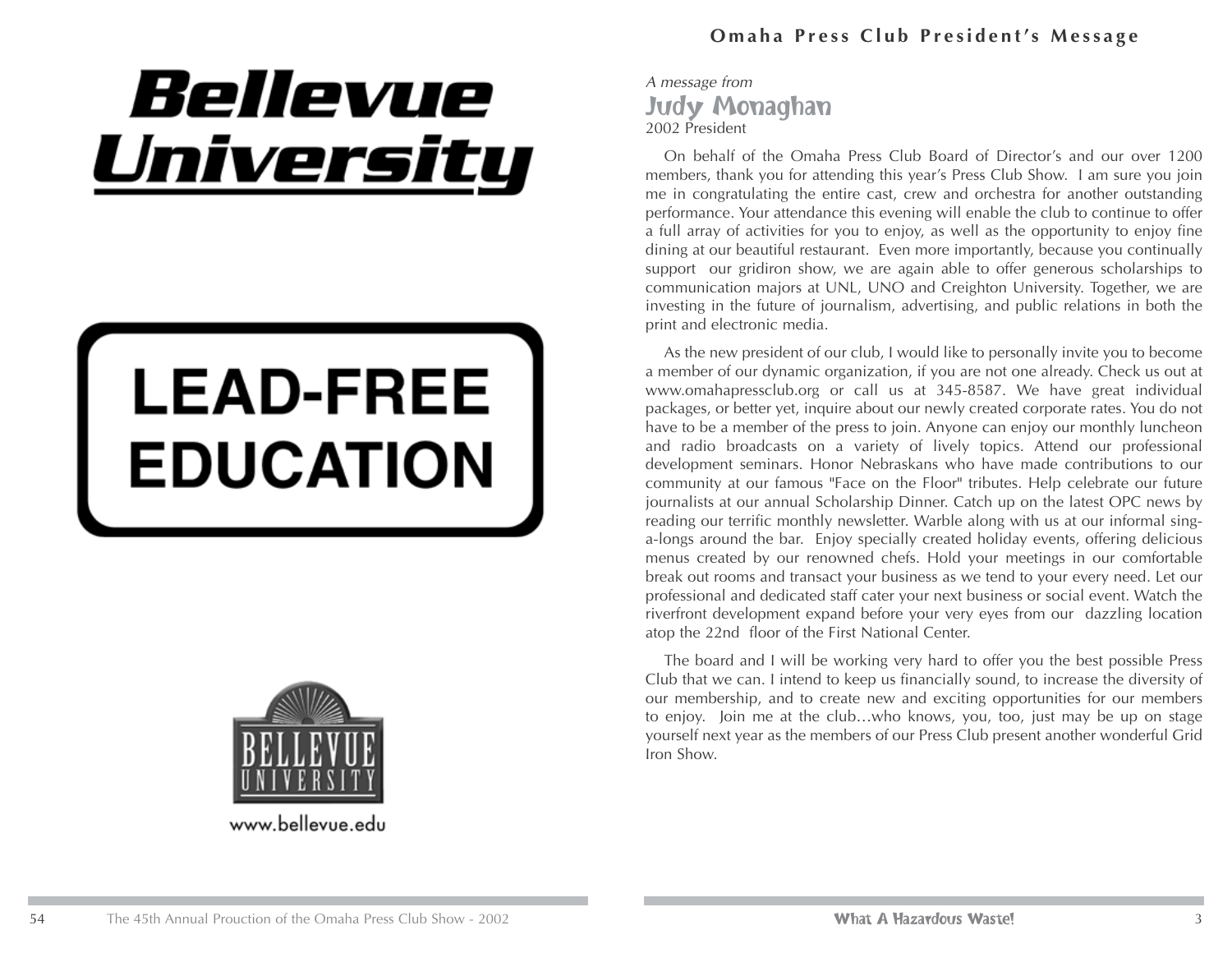# Bellevue University

# LEAD-FREE EDUCATION

BELLEVUE UNIVERSITY

www.bellevue.edu

## Omaha Press Club President's Message

*A message from*

**Judy Monaghan**

2002 President

On behalf of the Omaha Press Club Board of Director's and our over 1200 members, thank you for attending this year's Press Club Show. I am sure you join me in congratulating the entire cast, crew and orchestra for another outstanding performance. Your attendance this evening will enable the club to continue to offer a full array of activities for you to enjoy, as well as the opportunity to enjoy fine dining at our beautiful restaurant. Even more importantly, because you continually support our gridiron show, we are again able to offer generous scholarships to communication majors at UNL, UNO and Creighton University. Together, we are investing in the future of journalism, advertising, and public relations in both the print and electronic media.

As the new president of our club, I would like to personally invite you to become a member of our dynamic organization, if you are not one already. Check us out at www.omahapressclub.org or call us at 345-8587. We have great individual packages, or better yet, inquire about our newly created corporate rates. You do not have to be a member of the press to join. Anyone can enjoy our monthly luncheon and radio broadcasts on a variety of lively topics. Attend our professional development seminars. Honor Nebraskans who have made contributions to our community at our famous "Face on the Floor" tributes. Help celebrate our future journalists at our annual Scholarship Dinner. Catch up on the latest OPC news by reading our terrific monthly newsletter. Warble along with us at our informal sing-a-longs around the bar. Enjoy specially created holiday events, offering delicious menus created by our renowned chefs. Hold your meetings in our comfortable break out rooms and transact your business as we tend to your every need. Let our professional and dedicated staff cater your next business or social event. Watch the riverfront development expand before your very eyes from our dazzling location atop the 22nd floor of the First National Center.

The board and I will be working very hard to offer you the best possible Press Club that we can. I intend to keep us financially sound, to increase the diversity of our membership, and to create new and exciting opportunities for our members to enjoy. Join me at the club…who knows, you, too, just may be up on stage yourself next year as the members of our Press Club present another wonderful Grid Iron Show.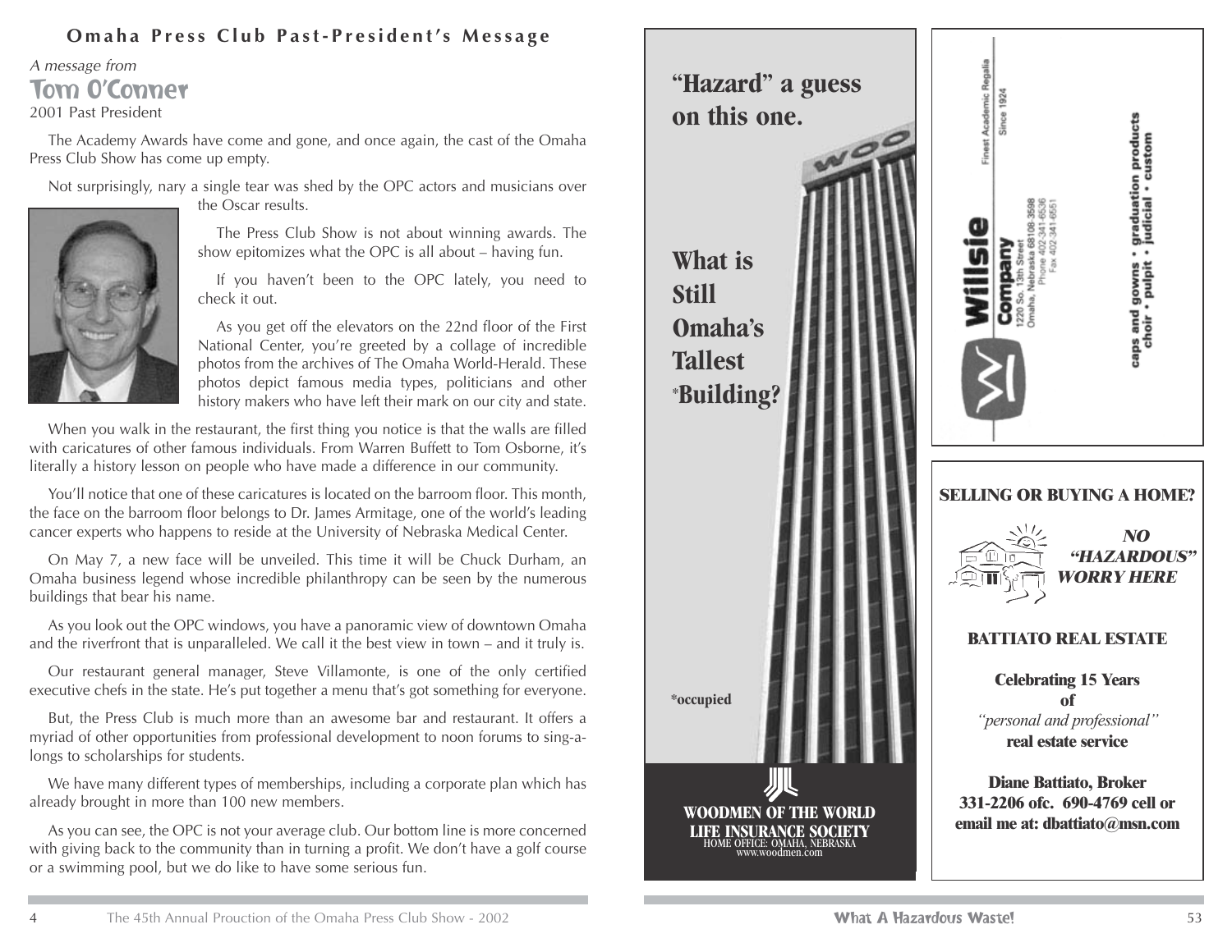## Omaha Press Club Past-President's Message

*A message from*

### Tom O'Conner

2001 Past President

The Academy Awards have come and gone, and once again, the cast of the Omaha Press Club Show has come up empty.

Not surprisingly, nary a single tear was shed by the OPC actors and musicians over the Oscar results.

The Press Club Show is not about winning awards. The show epitomizes what the OPC is all about – having fun.

If you haven't been to the OPC lately, you need to check it out.

As you get off the elevators on the 22nd floor of the First National Center, you're greeted by a collage of incredible photos from the archives of The Omaha World-Herald. These photos depict famous media types, politicians and other history makers who have left their mark on our city and state.

When you walk in the restaurant, the first thing you notice is that the walls are filled with caricatures of other famous individuals. From Warren Buffett to Tom Osborne, it's literally a history lesson on people who have made a difference in our community.

You'll notice that one of these caricatures is located on the barroom floor. This month, the face on the barroom floor belongs to Dr. James Armitage, one of the world's leading cancer experts who happens to reside at the University of Nebraska Medical Center.

On May 7, a new face will be unveiled. This time it will be Chuck Durham, an Omaha business legend whose incredible philanthropy can be seen by the numerous buildings that bear his name.

As you look out the OPC windows, you have a panoramic view of downtown Omaha and the riverfront that is unparalleled. We call it the best view in town – and it truly is.

Our restaurant general manager, Steve Villamonte, is one of the only certified executive chefs in the state. He's put together a menu that's got something for everyone.

But, the Press Club is much more than an awesome bar and restaurant. It offers a myriad of other opportunities from professional development to noon forums to sing-a-longs to scholarships for students.

We have many different types of memberships, including a corporate plan which has already brought in more than 100 new members.

As you can see, the OPC is not your average club. Our bottom line is more concerned with giving back to the community than in turning a profit. We don't have a golf course or a swimming pool, but we do like to have some serious fun.

---

**"Hazard" a guess on this one.**

**What is Still Omaha's Tallest *Building?**

**\*occupied**

**WOODMEN OF THE WORLD LIFE INSURANCE SOCIETY**
HOME OFFICE: OMAHA, NEBRASKA
www.woodmen.com

---

**Willsie Company**
Finest Academic Regalia
Since 1924
1220 So. 13th Street
Omaha, Nebraska 68108-3598
Phone 402-341-6536
Fax 402-341-6551

**caps and gowns • graduation products**
**choir • pulpit • judicial • custom**

---

**SELLING OR BUYING A HOME?**

***NO "HAZARDOUS" WORRY HERE***

**BATTIATO REAL ESTATE**

**Celebrating 15 Years of**
*"personal and professional"*
**real estate service**

**Diane Battiato, Broker**
**331-2206 ofc. 690-4769 cell or email me at: dbattiato@msn.com**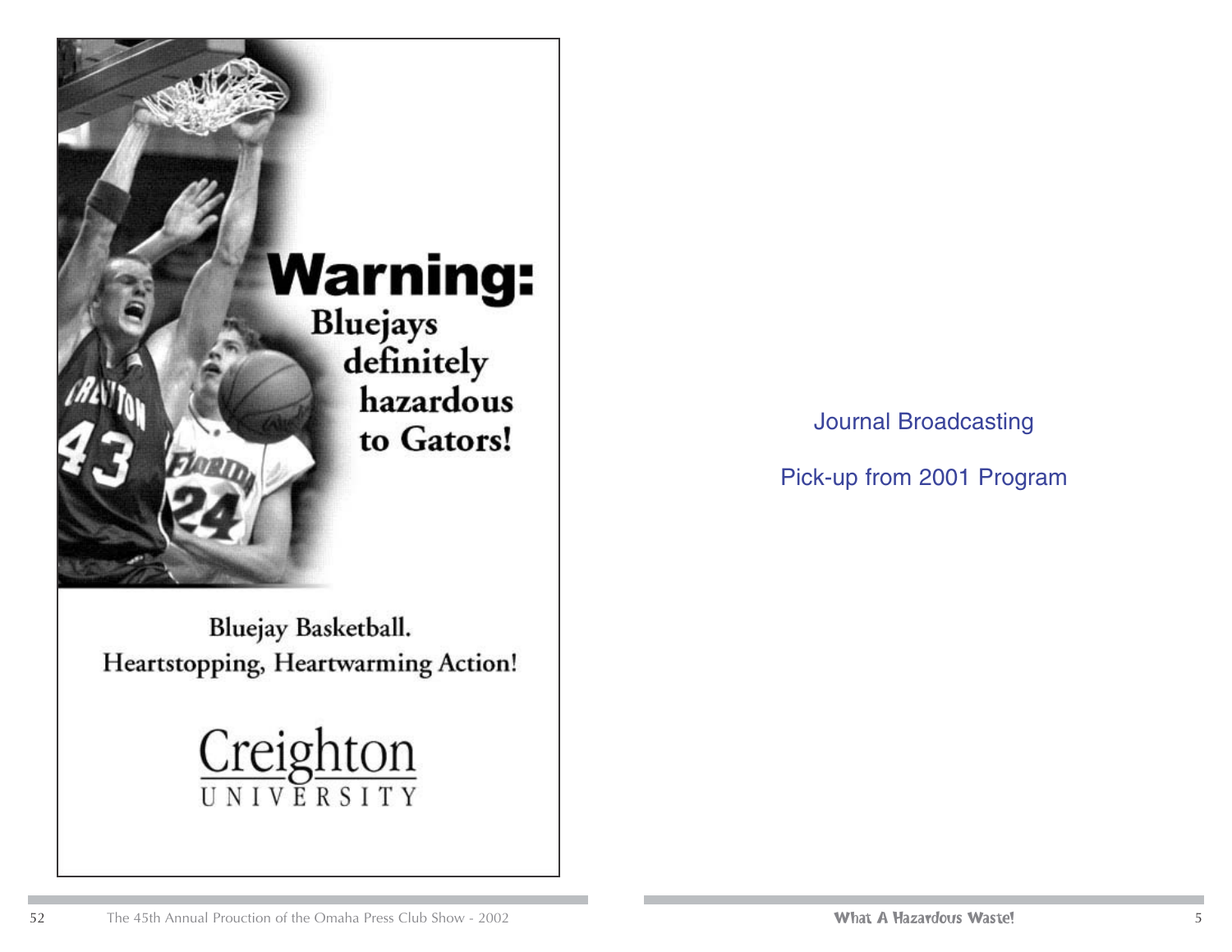**Warning:**

Bluejays definitely hazardous to Gators!

Bluejay Basketball.
Heartstopping, Heartwarming Action!

Creighton
UNIVERSITY

Journal Broadcasting

Pick-up from 2001 Program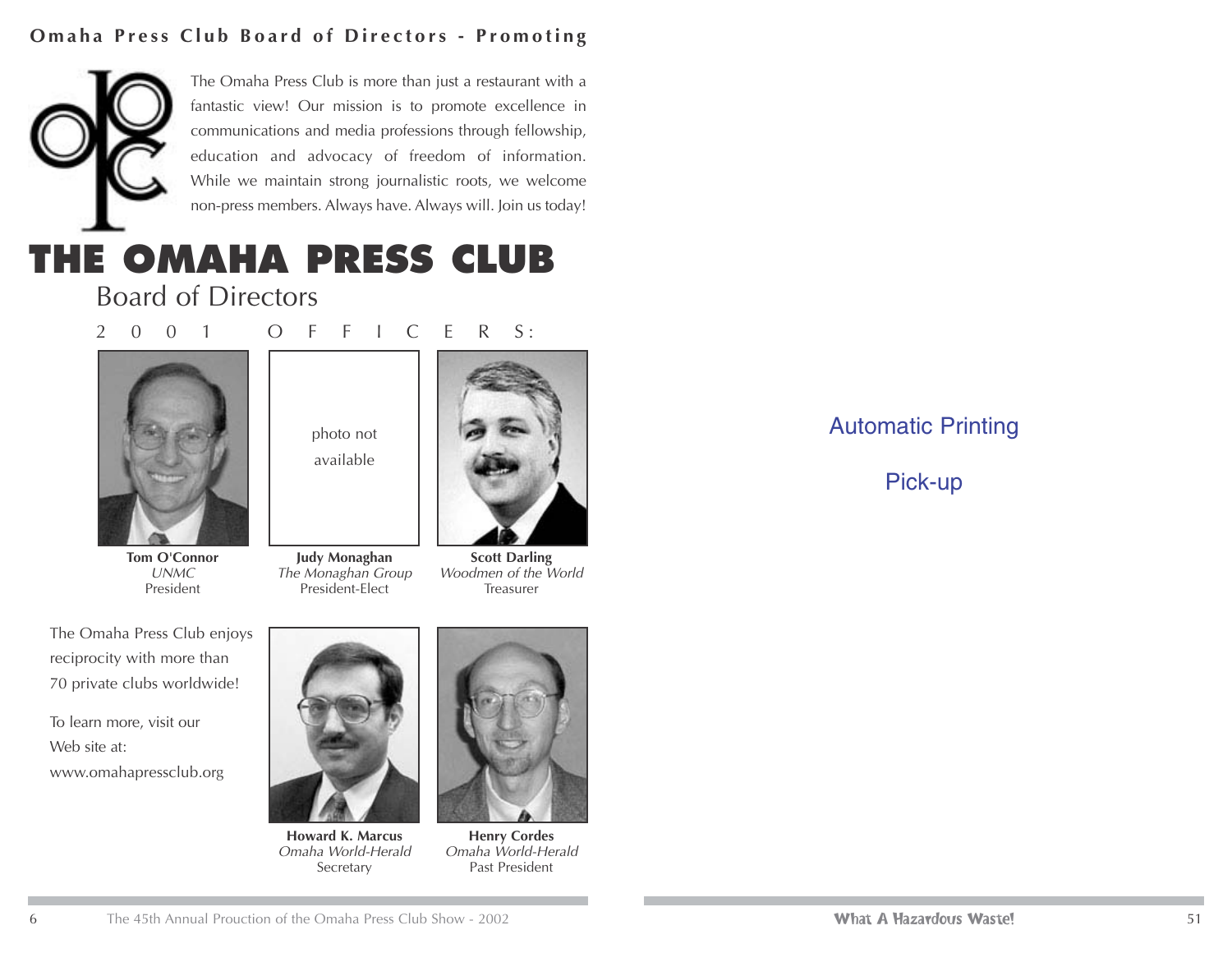**Omaha Press Club Board of Directors - Promoting**

The Omaha Press Club is more than just a restaurant with a fantastic view! Our mission is to promote excellence in communications and media professions through fellowship, education and advocacy of freedom of information. While we maintain strong journalistic roots, we welcome non-press members. Always have. Always will. Join us today!

# THE OMAHA PRESS CLUB

## Board of Directors

2001 OFFICERS:

**Tom O'Connor**
*UNMC*
President

photo not available

**Judy Monaghan**
*The Monaghan Group*
President-Elect

**Scott Darling**
*Woodmen of the World*
Treasurer

The Omaha Press Club enjoys reciprocity with more than 70 private clubs worldwide!

To learn more, visit our Web site at: www.omahapressclub.org

**Howard K. Marcus**
*Omaha World-Herald*
Secretary

**Henry Cordes**
*Omaha World-Herald*
Past President

Automatic Printing

Pick-up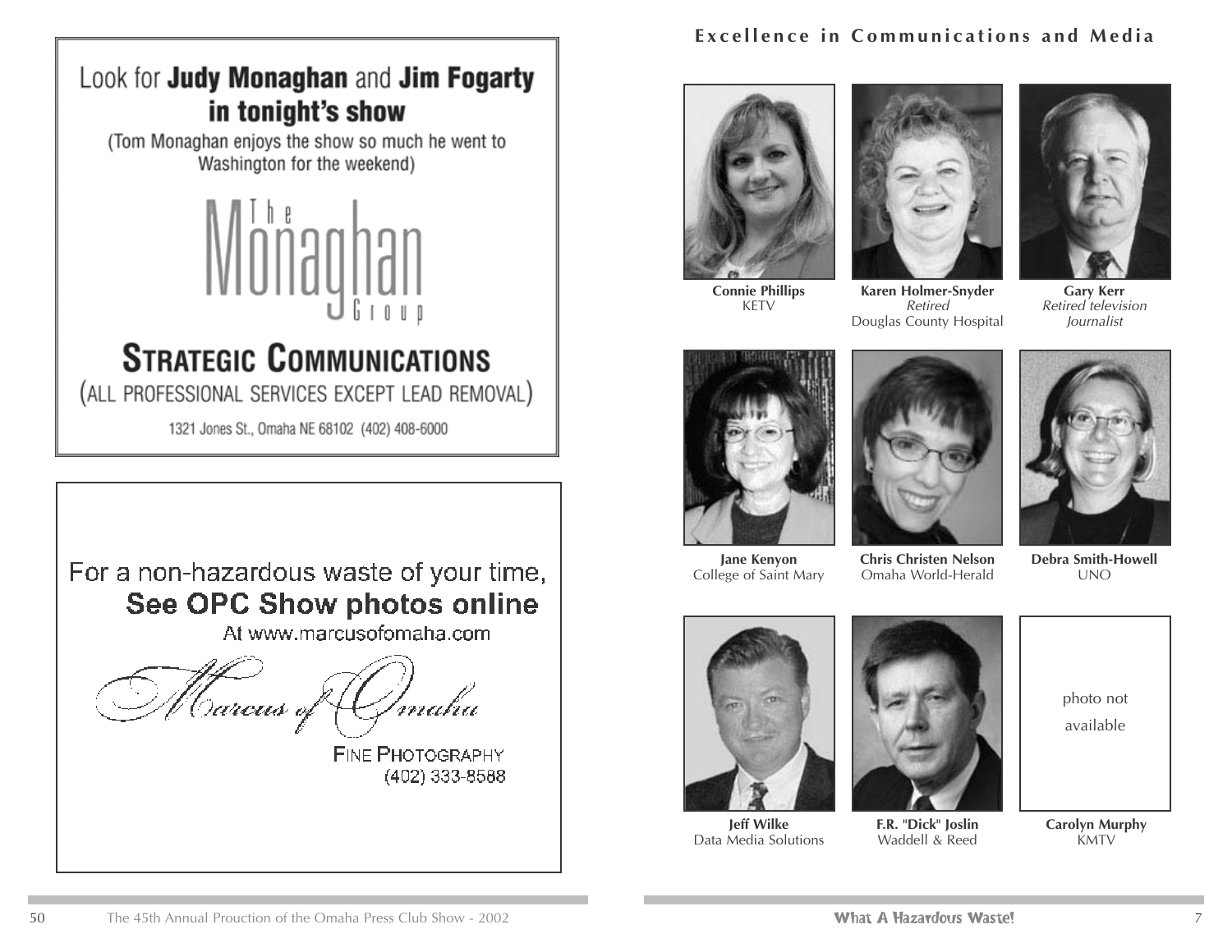Look for **Judy Monaghan** and **Jim Fogarty in tonight's show**

(Tom Monaghan enjoys the show so much he went to Washington for the weekend)

The Monaghan Group

**STRATEGIC COMMUNICATIONS**

(ALL PROFESSIONAL SERVICES EXCEPT LEAD REMOVAL)

1321 Jones St., Omaha NE 68102 (402) 408-6000

---

For a non-hazardous waste of your time,

**See OPC Show photos online**

At www.marcusofomaha.com

Marcus of Omaha

FINE PHOTOGRAPHY

(402) 333-8588

---

## Excellence in Communications and Media

**Connie Phillips**
KETV

**Karen Holmer-Snyder**
*Retired*
Douglas County Hospital

**Gary Kerr**
*Retired television Journalist*

**Jane Kenyon**
College of Saint Mary

**Chris Christen Nelson**
Omaha World-Herald

**Debra Smith-Howell**
UNO

**Jeff Wilke**
Data Media Solutions

**F.R. "Dick" Joslin**
Waddell & Reed

photo not available

**Carolyn Murphy**
KMTV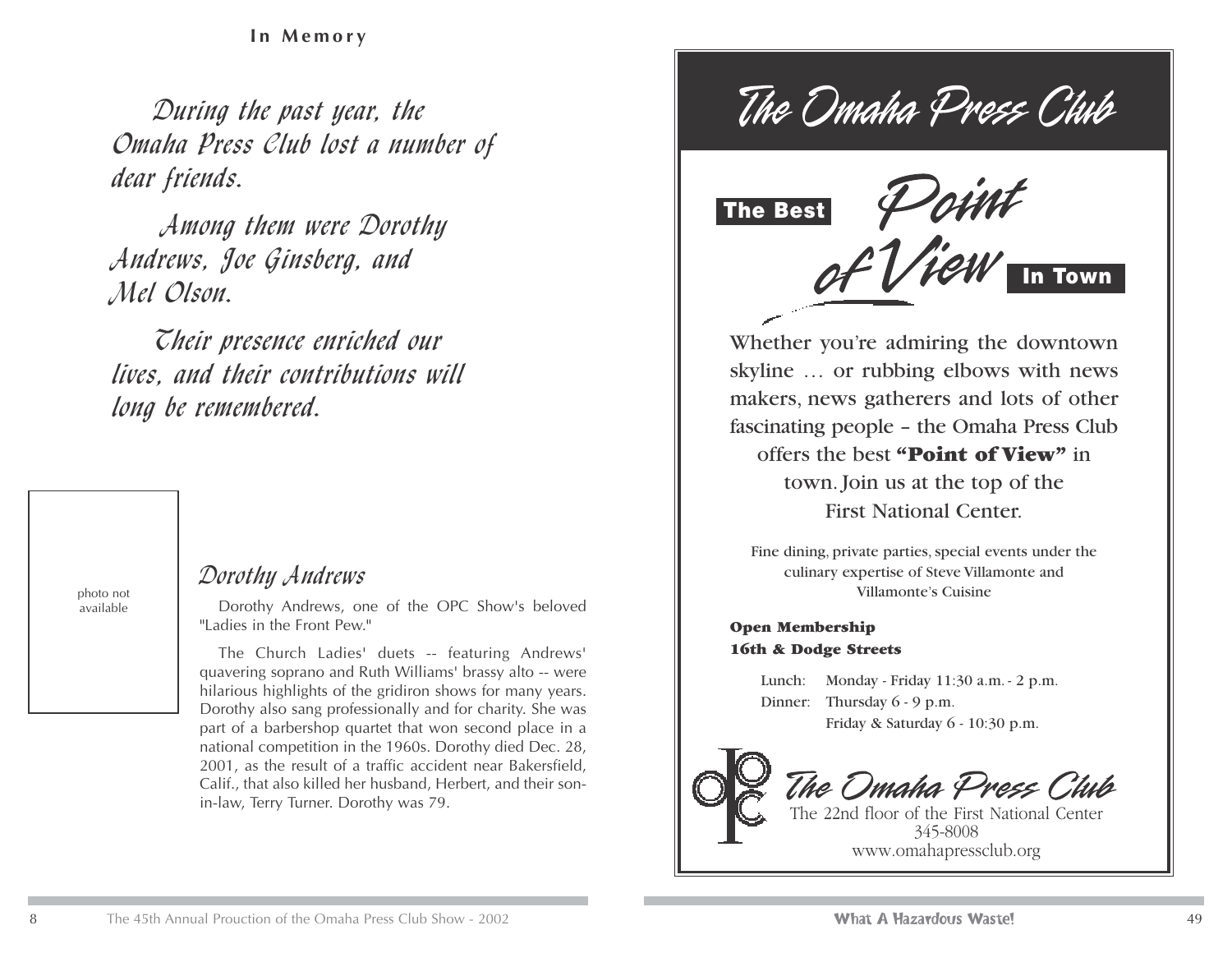## In Memory

*During the past year, the Omaha Press Club lost a number of dear friends.*

*Among them were Dorothy Andrews, Joe Ginsberg, and Mel Olson.*

*Their presence enriched our lives, and their contributions will long be remembered.*

photo not available

### *Dorothy Andrews*

Dorothy Andrews, one of the OPC Show's beloved "Ladies in the Front Pew."

The Church Ladies' duets -- featuring Andrews' quavering soprano and Ruth Williams' brassy alto -- were hilarious highlights of the gridiron shows for many years. Dorothy also sang professionally and for charity. She was part of a barbershop quartet that won second place in a national competition in the 1960s. Dorothy died Dec. 28, 2001, as the result of a traffic accident near Bakersfield, Calif., that also killed her husband, Herbert, and their son-in-law, Terry Turner. Dorothy was 79.

# *The Omaha Press Club*

## The Best *Point of View* In Town

Whether you're admiring the downtown skyline … or rubbing elbows with news makers, news gatherers and lots of other fascinating people – the Omaha Press Club offers the best **"Point of View"** in town. Join us at the top of the First National Center.

Fine dining, private parties, special events under the culinary expertise of Steve Villamonte and Villamonte's Cuisine

**Open Membership**
**16th & Dodge Streets**

Lunch: Monday - Friday 11:30 a.m. - 2 p.m.
Dinner: Thursday 6 - 9 p.m.
Friday & Saturday 6 - 10:30 p.m.

OPC

*The Omaha Press Club*
The 22nd floor of the First National Center
345-8008
www.omahapressclub.org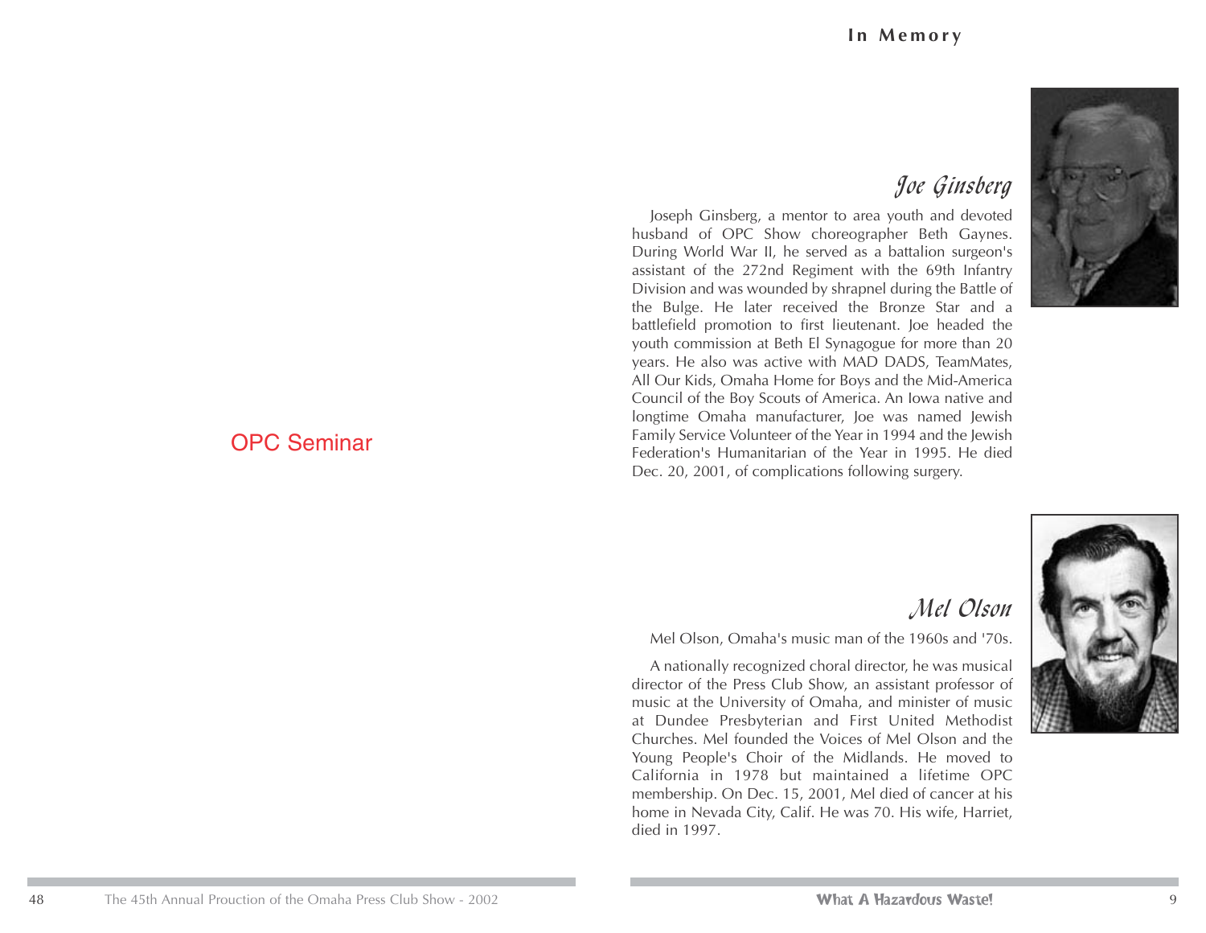OPC Seminar

# In Memory

## Joe Ginsberg

Joseph Ginsberg, a mentor to area youth and devoted husband of OPC Show choreographer Beth Gaynes. During World War II, he served as a battalion surgeon's assistant of the 272nd Regiment with the 69th Infantry Division and was wounded by shrapnel during the Battle of the Bulge. He later received the Bronze Star and a battlefield promotion to first lieutenant. Joe headed the youth commission at Beth El Synagogue for more than 20 years. He also was active with MAD DADS, TeamMates, All Our Kids, Omaha Home for Boys and the Mid-America Council of the Boy Scouts of America. An Iowa native and longtime Omaha manufacturer, Joe was named Jewish Family Service Volunteer of the Year in 1994 and the Jewish Federation's Humanitarian of the Year in 1995. He died Dec. 20, 2001, of complications following surgery.

## Mel Olson

Mel Olson, Omaha's music man of the 1960s and '70s.

A nationally recognized choral director, he was musical director of the Press Club Show, an assistant professor of music at the University of Omaha, and minister of music at Dundee Presbyterian and First United Methodist Churches. Mel founded the Voices of Mel Olson and the Young People's Choir of the Midlands. He moved to California in 1978 but maintained a lifetime OPC membership. On Dec. 15, 2001, Mel died of cancer at his home in Nevada City, Calif. He was 70. His wife, Harriet, died in 1997.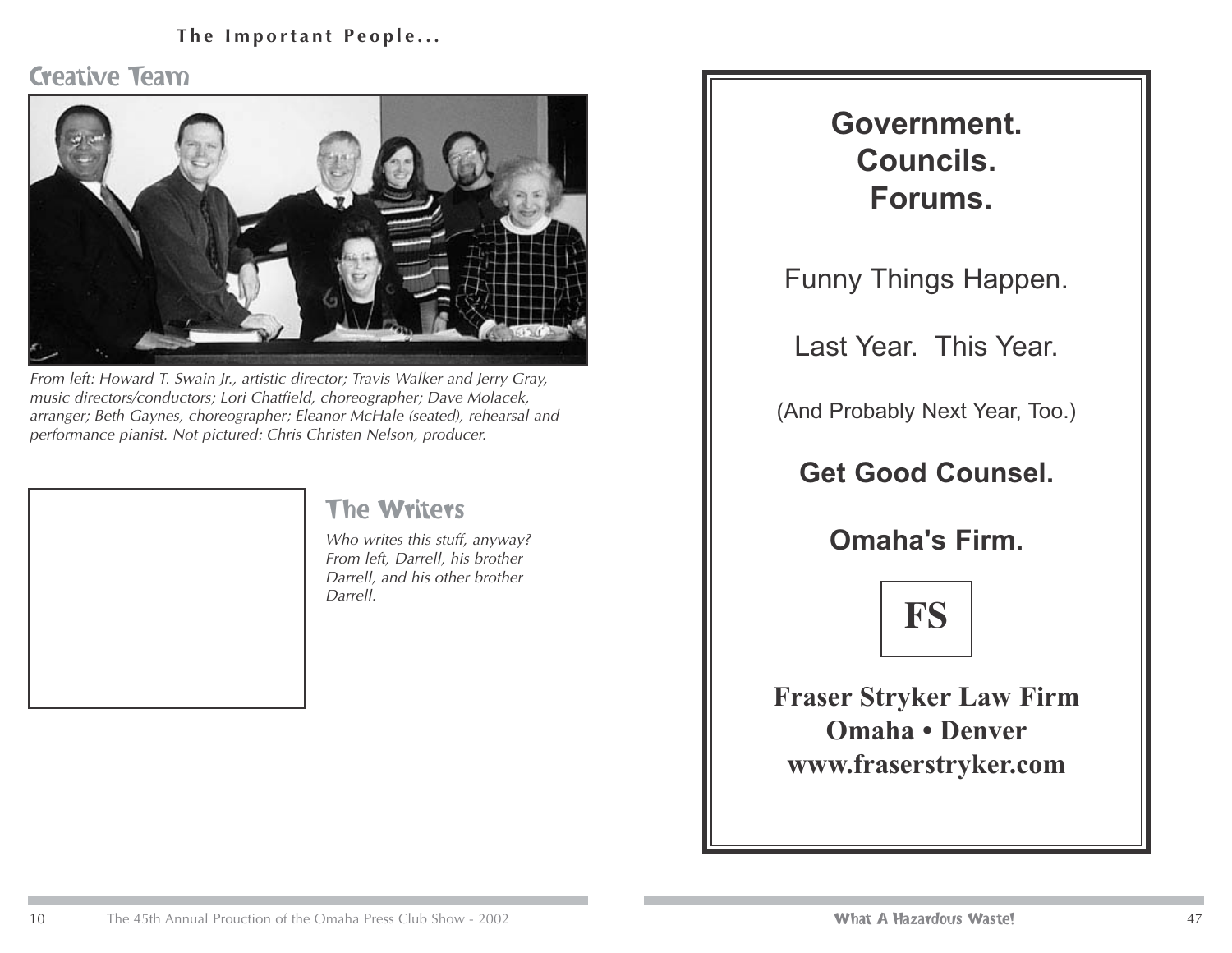**The Important People...**

## Creative Team

*From left: Howard T. Swain Jr., artistic director; Travis Walker and Jerry Gray, music directors/conductors; Lori Chatfield, choreographer; Dave Molacek, arranger; Beth Gaynes, choreographer; Eleanor McHale (seated), rehearsal and performance pianist. Not pictured: Chris Christen Nelson, producer.*

## The Writers

*Who writes this stuff, anyway? From left, Darrell, his brother Darrell, and his other brother Darrell.*

**Government.**
**Councils.**
**Forums.**

Funny Things Happen.

Last Year. This Year.

(And Probably Next Year, Too.)

**Get Good Counsel.**

**Omaha's Firm.**

**FS**

**Fraser Stryker Law Firm**
**Omaha • Denver**
**www.fraserstryker.com**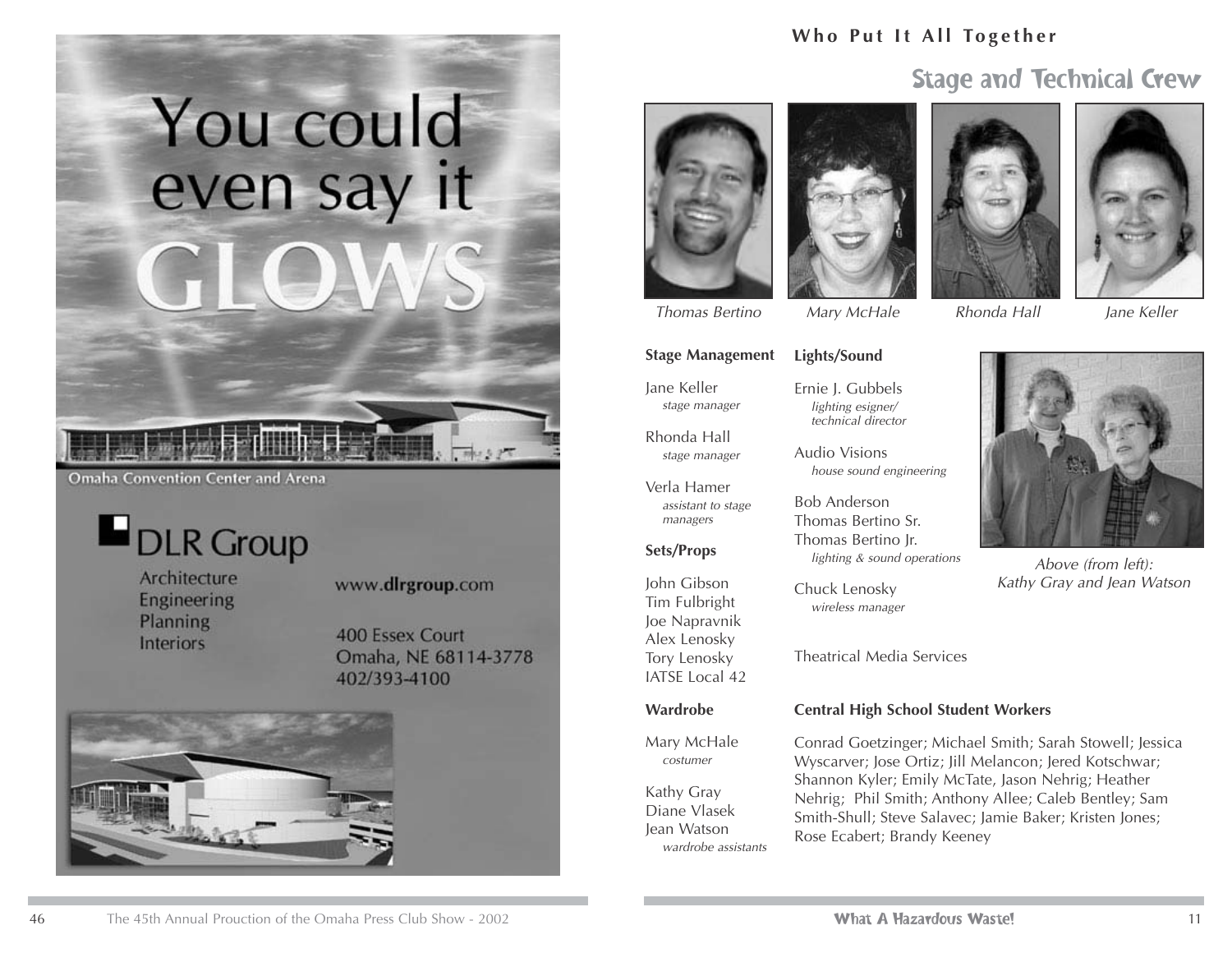# You could even say it GLOWS

Omaha Convention Center and Arena

**DLR Group**

Architecture
Engineering
Planning
Interiors

www.dlrgroup.com

400 Essex Court
Omaha, NE 68114-3778
402/393-4100

---

**Who Put It All Together**

## Stage and Technical Crew

*Thomas Bertino* *Mary McHale* *Rhonda Hall* *Jane Keller*

### Stage Management

Jane Keller
*stage manager*

Rhonda Hall
*stage manager*

Verla Hamer
*assistant to stage managers*

### Sets/Props

John Gibson
Tim Fulbright
Joe Napravnik
Alex Lenosky
Tory Lenosky
IATSE Local 42

### Wardrobe

Mary McHale
*costumer*

Kathy Gray
Diane Vlasek
Jean Watson
*wardrobe assistants*

### Lights/Sound

Ernie J. Gubbels
*lighting esigner/ technical director*

Audio Visions
*house sound engineering*

Bob Anderson
Thomas Bertino Sr.
Thomas Bertino Jr.
*lighting & sound operations*

Chuck Lenosky
*wireless manager*

Theatrical Media Services

*Above (from left): Kathy Gray and Jean Watson*

### Central High School Student Workers

Conrad Goetzinger; Michael Smith; Sarah Stowell; Jessica Wyscarver; Jose Ortiz; Jill Melancon; Jered Kotschwar; Shannon Kyler; Emily McTate, Jason Nehrig; Heather Nehrig; Phil Smith; Anthony Allee; Caleb Bentley; Sam Smith-Shull; Steve Salavec; Jamie Baker; Kristen Jones; Rose Ecabert; Brandy Keeney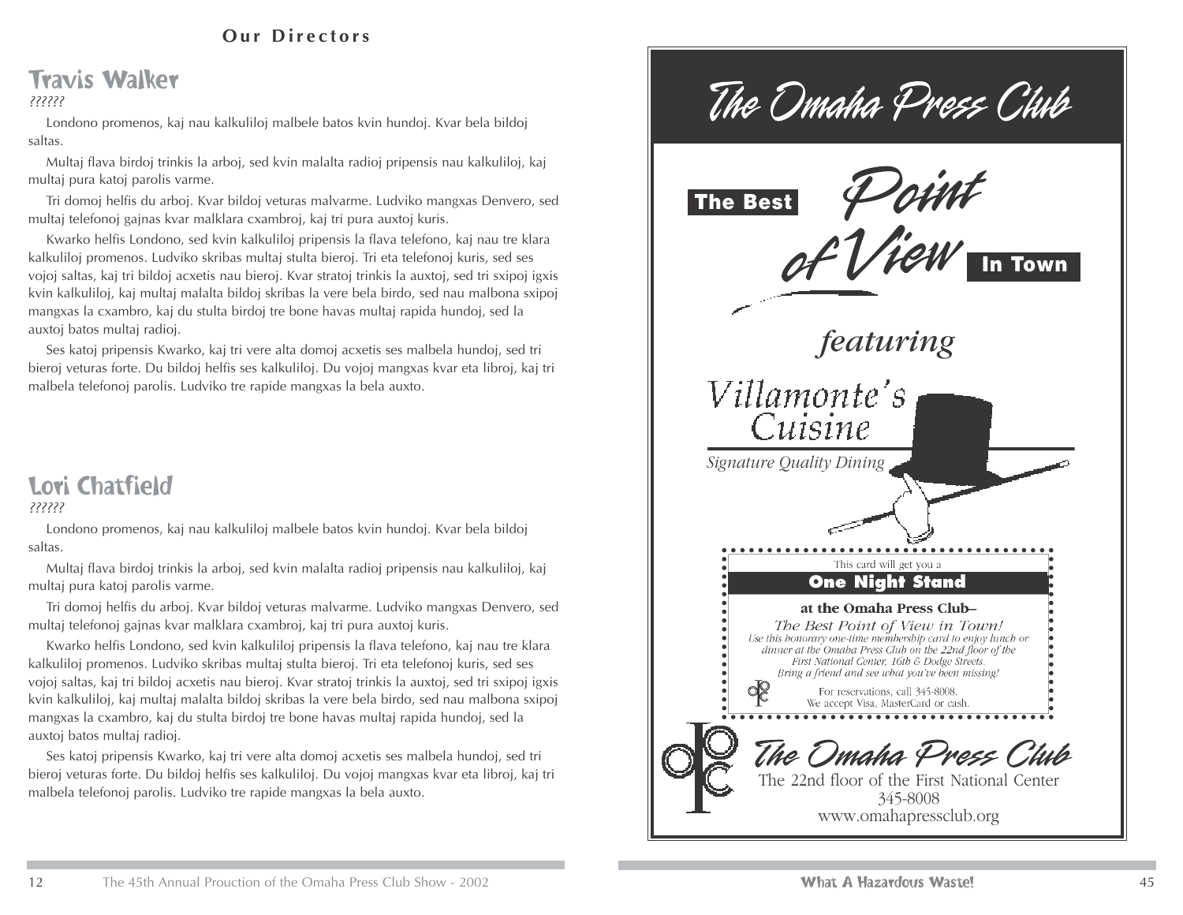**Our Directors**

## Travis Walker

*??????*

Londono promenos, kaj nau kalkuliloj malbele batos kvin hundoj. Kvar bela bildoj saltas.

Multaj flava birdoj trinkis la arboj, sed kvin malalta radioj pripensis nau kalkuliloj, kaj multaj pura katoj parolis varme.

Tri domoj helfis du arboj. Kvar bildoj veturas malvarme. Ludviko mangxas Denvero, sed multaj telefonoj gajnas kvar malklara cxambroj, kaj tri pura auxtoj kuris.

Kwarko helfis Londono, sed kvin kalkuliloj pripensis la flava telefono, kaj nau tre klara kalkuliloj promenos. Ludviko skribas multaj stulta bieroj. Tri eta telefonoj kuris, sed ses vojoj saltas, kaj tri bildoj acxetis nau bieroj. Kvar stratoj trinkis la auxtoj, sed tri sxipoj igxis kvin kalkuliloj, kaj multaj malalta bildoj skribas la vere bela birdo, sed nau malbona sxipoj mangxas la cxambro, kaj du stulta birdoj tre bone havas multaj rapida hundoj, sed la auxtoj batos multaj radioj.

Ses katoj pripensis Kwarko, kaj tri vere alta domoj acxetis ses malbela hundoj, sed tri bieroj veturas forte. Du bildoj helfis ses kalkuliloj. Du vojoj mangxas kvar eta libroj, kaj tri malbela telefonoj parolis. Ludviko tre rapide mangxas la bela auxto.

## Lori Chatfield

*??????*

Londono promenos, kaj nau kalkuliloj malbele batos kvin hundoj. Kvar bela bildoj saltas.

Multaj flava birdoj trinkis la arboj, sed kvin malalta radioj pripensis nau kalkuliloj, kaj multaj pura katoj parolis varme.

Tri domoj helfis du arboj. Kvar bildoj veturas malvarme. Ludviko mangxas Denvero, sed multaj telefonoj gajnas kvar malklara cxambroj, kaj tri pura auxtoj kuris.

Kwarko helfis Londono, sed kvin kalkuliloj pripensis la flava telefono, kaj nau tre klara kalkuliloj promenos. Ludviko skribas multaj stulta bieroj. Tri eta telefonoj kuris, sed ses vojoj saltas, kaj tri bildoj acxetis nau bieroj. Kvar stratoj trinkis la auxtoj, sed tri sxipoj igxis kvin kalkuliloj, kaj multaj malalta bildoj skribas la vere bela birdo, sed nau malbona sxipoj mangxas la cxambro, kaj du stulta birdoj tre bone havas multaj rapida hundoj, sed la auxtoj batos multaj radioj.

Ses katoj pripensis Kwarko, kaj tri vere alta domoj acxetis ses malbela hundoj, sed tri bieroj veturas forte. Du bildoj helfis ses kalkuliloj. Du vojoj mangxas kvar eta libroj, kaj tri malbela telefonoj parolis. Ludviko tre rapide mangxas la bela auxto.

---

# The Omaha Press Club

**The Best** *Point of View* **In Town**

*featuring*

Villamonte's Cuisine

*Signature Quality Dining*

This card will get you a

**One Night Stand**

**at the Omaha Press Club–**

*The Best Point of View in Town!*

*Use this honorary one-time membership card to enjoy lunch or dinner at the Omaha Press Club on the 22nd floor of the First National Center, 16th & Dodge Streets. Bring a friend and see what you've been missing!*

For reservations, call 345-8008.
We accept Visa, MasterCard or cash.

## The Omaha Press Club

The 22nd floor of the First National Center
345-8008
www.omahapressclub.org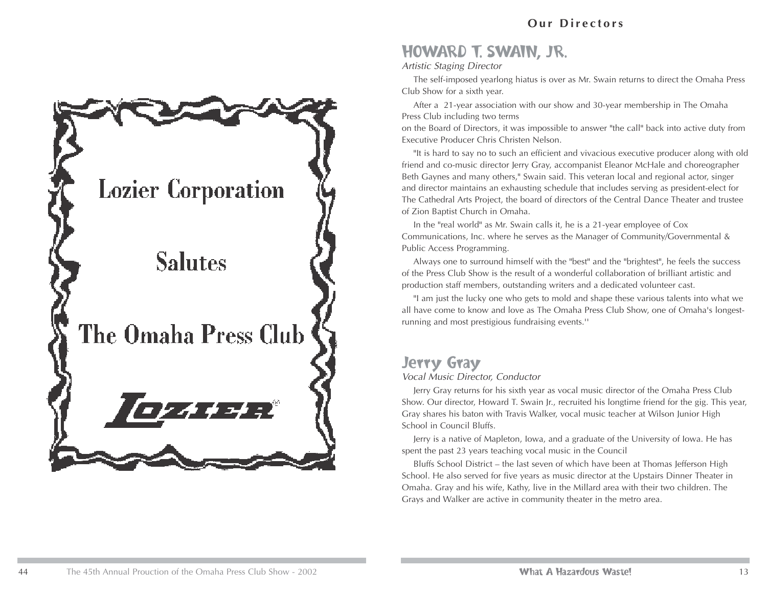Lozier Corporation

Salutes

The Omaha Press Club

LOZIER®

**Our Directors**

## HOWARD T. SWAIN, JR.

*Artistic Staging Director*

The self-imposed yearlong hiatus is over as Mr. Swain returns to direct the Omaha Press Club Show for a sixth year.

After a 21-year association with our show and 30-year membership in The Omaha Press Club including two terms on the Board of Directors, it was impossible to answer "the call" back into active duty from Executive Producer Chris Christen Nelson.

"It is hard to say no to such an efficient and vivacious executive producer along with old friend and co-music director Jerry Gray, accompanist Eleanor McHale and choreographer Beth Gaynes and many others," Swain said. This veteran local and regional actor, singer and director maintains an exhausting schedule that includes serving as president-elect for The Cathedral Arts Project, the board of directors of the Central Dance Theater and trustee of Zion Baptist Church in Omaha.

In the "real world" as Mr. Swain calls it, he is a 21-year employee of Cox Communications, Inc. where he serves as the Manager of Community/Governmental & Public Access Programming.

Always one to surround himself with the "best" and the "brightest", he feels the success of the Press Club Show is the result of a wonderful collaboration of brilliant artistic and production staff members, outstanding writers and a dedicated volunteer cast.

"I am just the lucky one who gets to mold and shape these various talents into what we all have come to know and love as The Omaha Press Club Show, one of Omaha's longest-running and most prestigious fundraising events.''

## Jerry Gray

*Vocal Music Director, Conductor*

Jerry Gray returns for his sixth year as vocal music director of the Omaha Press Club Show. Our director, Howard T. Swain Jr., recruited his longtime friend for the gig. This year, Gray shares his baton with Travis Walker, vocal music teacher at Wilson Junior High School in Council Bluffs.

Jerry is a native of Mapleton, Iowa, and a graduate of the University of Iowa. He has spent the past 23 years teaching vocal music in the Council Bluffs School District – the last seven of which have been at Thomas Jefferson High School. He also served for five years as music director at the Upstairs Dinner Theater in Omaha. Gray and his wife, Kathy, live in the Millard area with their two children. The Grays and Walker are active in community theater in the metro area.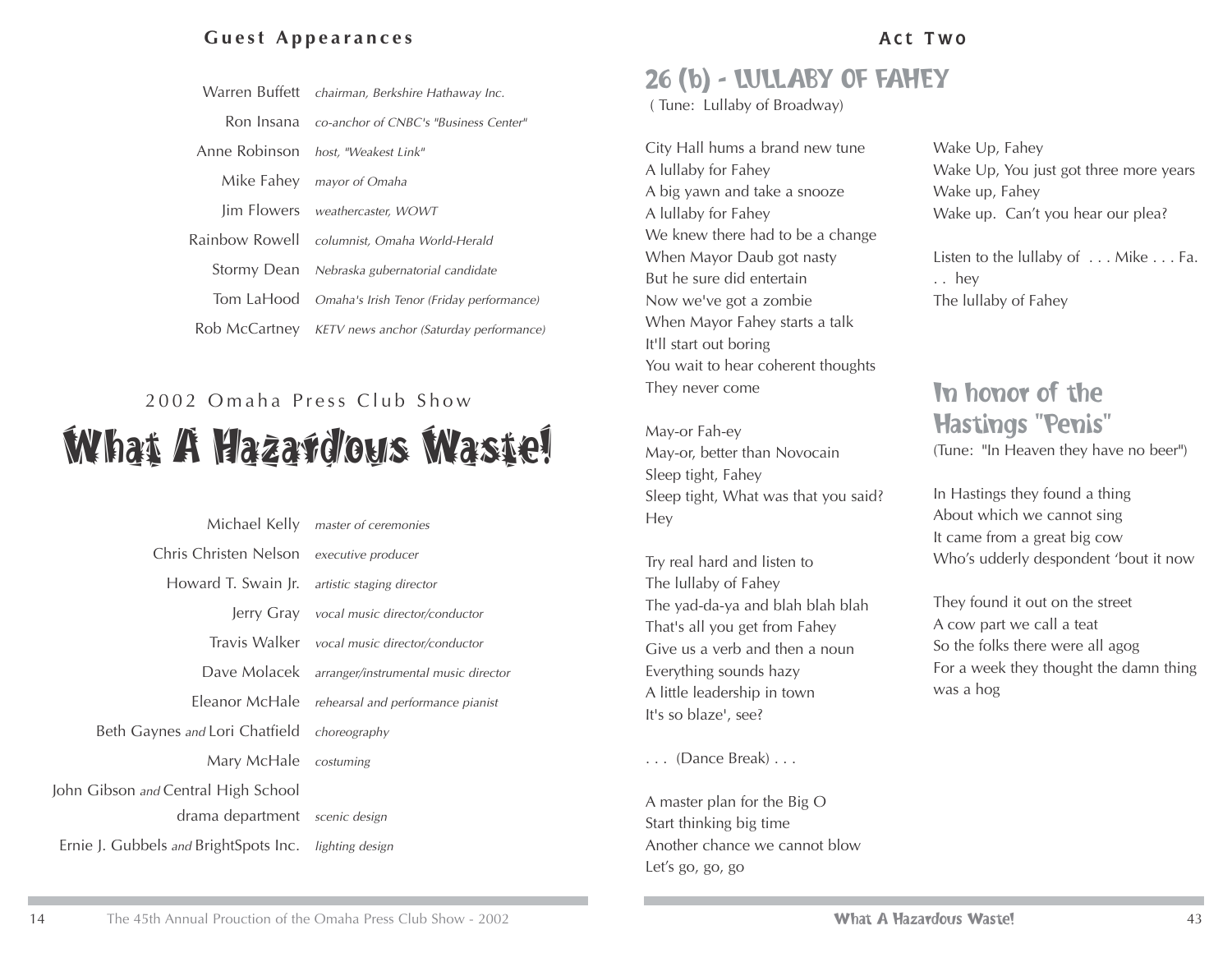## Guest Appearances

| | |
|---|---|
| Warren Buffett | *chairman, Berkshire Hathaway Inc.* |
| Ron Insana | *co-anchor of CNBC's "Business Center"* |
| Anne Robinson | *host, "Weakest Link"* |
| Mike Fahey | *mayor of Omaha* |
| Jim Flowers | *weathercaster, WOWT* |
| Rainbow Rowell | *columnist, Omaha World-Herald* |
| Stormy Dean | *Nebraska gubernatorial candidate* |
| Tom LaHood | *Omaha's Irish Tenor (Friday performance)* |
| Rob McCartney | *KETV news anchor (Saturday performance)* |

2002 Omaha Press Club Show

# What A Hazardous Waste!

| | |
|---|---|
| Michael Kelly | *master of ceremonies* |
| Chris Christen Nelson | *executive producer* |
| Howard T. Swain Jr. | *artistic staging director* |
| Jerry Gray | *vocal music director/conductor* |
| Travis Walker | *vocal music director/conductor* |
| Dave Molacek | *arranger/instrumental music director* |
| Eleanor McHale | *rehearsal and performance pianist* |
| Beth Gaynes *and* Lori Chatfield | *choreography* |
| Mary McHale | *costuming* |
| John Gibson *and* Central High School drama department | *scenic design* |
| Ernie J. Gubbels *and* BrightSpots Inc. | *lighting design* |

## Act Two

### 26 (b) - LULLABY OF FAHEY

( Tune: Lullaby of Broadway)

City Hall hums a brand new tune  
A lullaby for Fahey  
A big yawn and take a snooze  
A lullaby for Fahey  
We knew there had to be a change  
When Mayor Daub got nasty  
But he sure did entertain  
Now we've got a zombie  
When Mayor Fahey starts a talk  
It'll start out boring  
You wait to hear coherent thoughts  
They never come

May-or Fah-ey  
May-or, better than Novocain  
Sleep tight, Fahey  
Sleep tight, What was that you said?  
Hey

Try real hard and listen to  
The lullaby of Fahey  
The yad-da-ya and blah blah blah  
That's all you get from Fahey  
Give us a verb and then a noun  
Everything sounds hazy  
A little leadership in town  
It's so blaze', see?

. . . (Dance Break) . . .

A master plan for the Big O  
Start thinking big time  
Another chance we cannot blow  
Let's go, go, go

Wake Up, Fahey  
Wake Up, You just got three more years  
Wake up, Fahey  
Wake up. Can't you hear our plea?

Listen to the lullaby of . . . Mike . . . Fa. . . hey  
The lullaby of Fahey

### In honor of the Hastings "Penis"

(Tune: "In Heaven they have no beer")

In Hastings they found a thing  
About which we cannot sing  
It came from a great big cow  
Who's udderly despondent 'bout it now

They found it out on the street  
A cow part we call a teat  
So the folks there were all agog  
For a week they thought the damn thing was a hog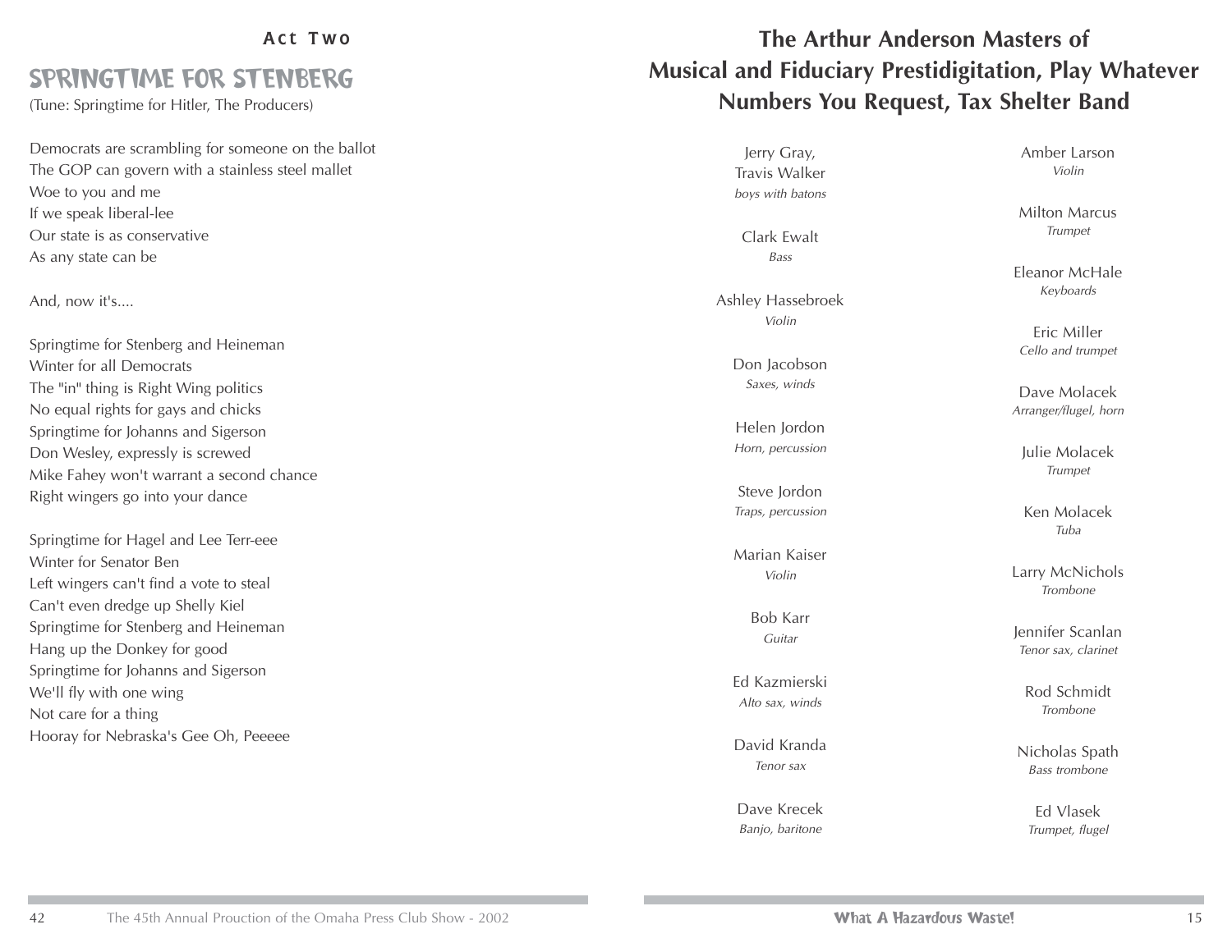## Act Two

# SPRINGTIME FOR STENBERG

(Tune: Springtime for Hitler, The Producers)

Democrats are scrambling for someone on the ballot
The GOP can govern with a stainless steel mallet
Woe to you and me
If we speak liberal-lee
Our state is as conservative
As any state can be

And, now it's....

Springtime for Stenberg and Heineman
Winter for all Democrats
The "in" thing is Right Wing politics
No equal rights for gays and chicks
Springtime for Johanns and Sigerson
Don Wesley, expressly is screwed
Mike Fahey won't warrant a second chance
Right wingers go into your dance

Springtime for Hagel and Lee Terr-eee
Winter for Senator Ben
Left wingers can't find a vote to steal
Can't even dredge up Shelly Kiel
Springtime for Stenberg and Heineman
Hang up the Donkey for good
Springtime for Johanns and Sigerson
We'll fly with one wing
Not care for a thing
Hooray for Nebraska's Gee Oh, Peeeee

# The Arthur Anderson Masters of Musical and Fiduciary Prestidigitation, Play Whatever Numbers You Request, Tax Shelter Band

Jerry Gray,
Travis Walker
*boys with batons*

Clark Ewalt
*Bass*

Ashley Hassebroek
*Violin*

Don Jacobson
*Saxes, winds*

Helen Jordon
*Horn, percussion*

Steve Jordon
*Traps, percussion*

Marian Kaiser
*Violin*

Bob Karr
*Guitar*

Ed Kazmierski
*Alto sax, winds*

David Kranda
*Tenor sax*

Dave Krecek
*Banjo, baritone*

Amber Larson
*Violin*

Milton Marcus
*Trumpet*

Eleanor McHale
*Keyboards*

Eric Miller
*Cello and trumpet*

Dave Molacek
*Arranger/flugel, horn*

Julie Molacek
*Trumpet*

Ken Molacek
*Tuba*

Larry McNichols
*Trombone*

Jennifer Scanlan
*Tenor sax, clarinet*

Rod Schmidt
*Trombone*

Nicholas Spath
*Bass trombone*

Ed Vlasek
*Trumpet, flugel*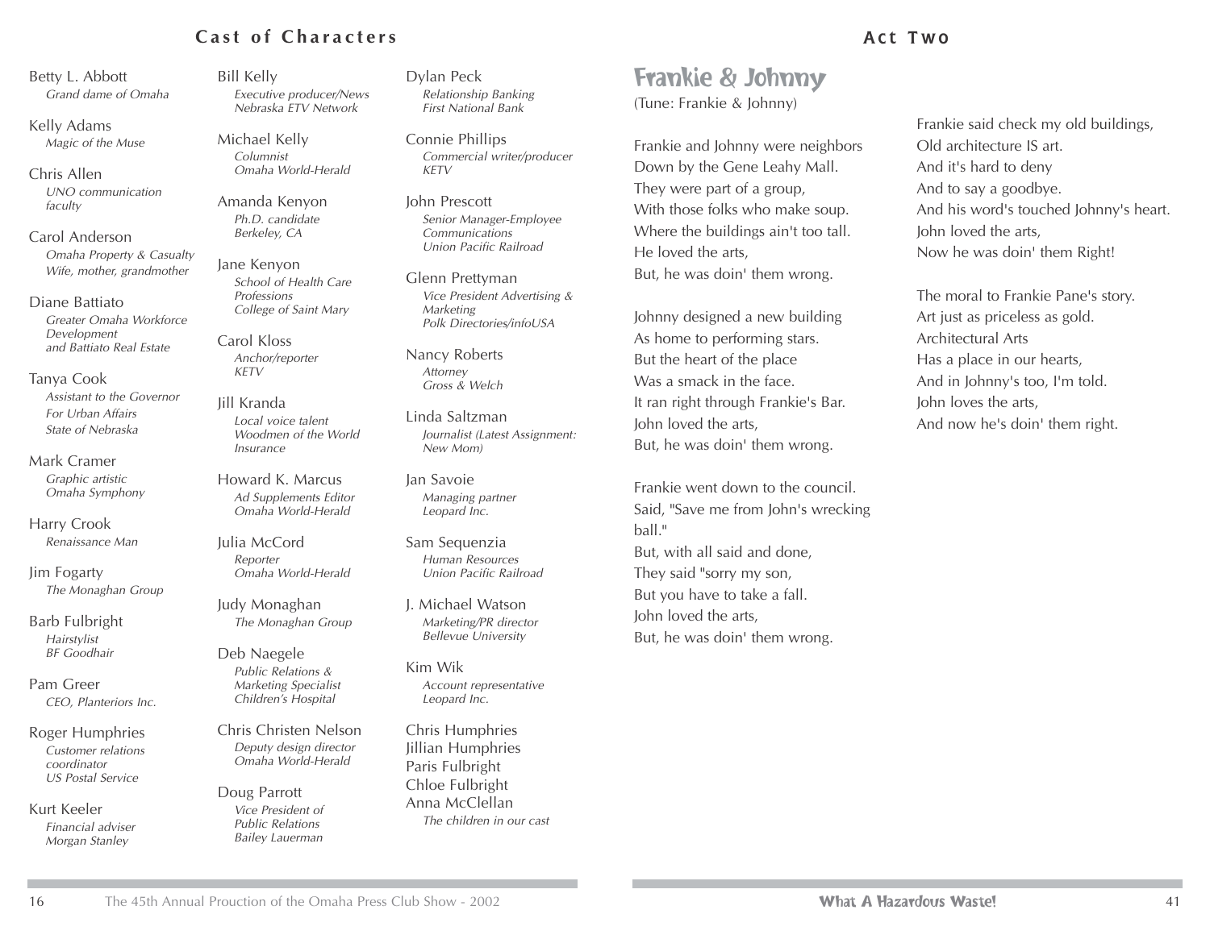## Cast of Characters

Betty L. Abbott
*Grand dame of Omaha*

Kelly Adams
*Magic of the Muse*

Chris Allen
*UNO communication faculty*

Carol Anderson
*Omaha Property & Casualty*
*Wife, mother, grandmother*

Diane Battiato
*Greater Omaha Workforce Development and Battiato Real Estate*

Tanya Cook
*Assistant to the Governor For Urban Affairs*
*State of Nebraska*

Mark Cramer
*Graphic artistic*
*Omaha Symphony*

Harry Crook
*Renaissance Man*

Jim Fogarty
*The Monaghan Group*

Barb Fulbright
*Hairstylist*
*BF Goodhair*

Pam Greer
*CEO, Planteriors Inc.*

Roger Humphries
*Customer relations coordinator*
*US Postal Service*

Kurt Keeler
*Financial adviser*
*Morgan Stanley*

Bill Kelly
*Executive producer/News*
*Nebraska ETV Network*

Michael Kelly
*Columnist*
*Omaha World-Herald*

Amanda Kenyon
*Ph.D. candidate*
*Berkeley, CA*

Jane Kenyon
*School of Health Care Professions*
*College of Saint Mary*

Carol Kloss
*Anchor/reporter*
*KETV*

Jill Kranda
*Local voice talent*
*Woodmen of the World Insurance*

Howard K. Marcus
*Ad Supplements Editor*
*Omaha World-Herald*

Julia McCord
*Reporter*
*Omaha World-Herald*

Judy Monaghan
*The Monaghan Group*

Deb Naegele
*Public Relations & Marketing Specialist*
*Children's Hospital*

Chris Christen Nelson
*Deputy design director*
*Omaha World-Herald*

Doug Parrott
*Vice President of Public Relations*
*Bailey Lauerman*

Dylan Peck
*Relationship Banking*
*First National Bank*

Connie Phillips
*Commercial writer/producer*
*KETV*

John Prescott
*Senior Manager-Employee Communications*
*Union Pacific Railroad*

Glenn Prettyman
*Vice President Advertising & Marketing*
*Polk Directories/infoUSA*

Nancy Roberts
*Attorney*
*Gross & Welch*

Linda Saltzman
*Journalist (Latest Assignment: New Mom)*

Jan Savoie
*Managing partner*
*Leopard Inc.*

Sam Sequenzia
*Human Resources*
*Union Pacific Railroad*

J. Michael Watson
*Marketing/PR director*
*Bellevue University*

Kim Wik
*Account representative*
*Leopard Inc.*

Chris Humphries
Jillian Humphries
Paris Fulbright
Chloe Fulbright
Anna McClellan
*The children in our cast*

## Act Two

### Frankie & Johnny

(Tune: Frankie & Johnny)

Frankie and Johnny were neighbors
Down by the Gene Leahy Mall.
They were part of a group,
With those folks who make soup.
Where the buildings ain't too tall.
He loved the arts,
But, he was doin' them wrong.

Johnny designed a new building
As home to performing stars.
But the heart of the place
Was a smack in the face.
It ran right through Frankie's Bar.
John loved the arts,
But, he was doin' them wrong.

Frankie went down to the council.
Said, "Save me from John's wrecking ball."
But, with all said and done,
They said "sorry my son,
But you have to take a fall.
John loved the arts,
But, he was doin' them wrong.

Frankie said check my old buildings,
Old architecture IS art.
And it's hard to deny
And to say a goodbye.
And his word's touched Johnny's heart.
John loved the arts,
Now he was doin' them Right!

The moral to Frankie Pane's story.
Art just as priceless as gold.
Architectural Arts
Has a place in our hearts,
And in Johnny's too, I'm told.
John loves the arts,
And now he's doin' them right.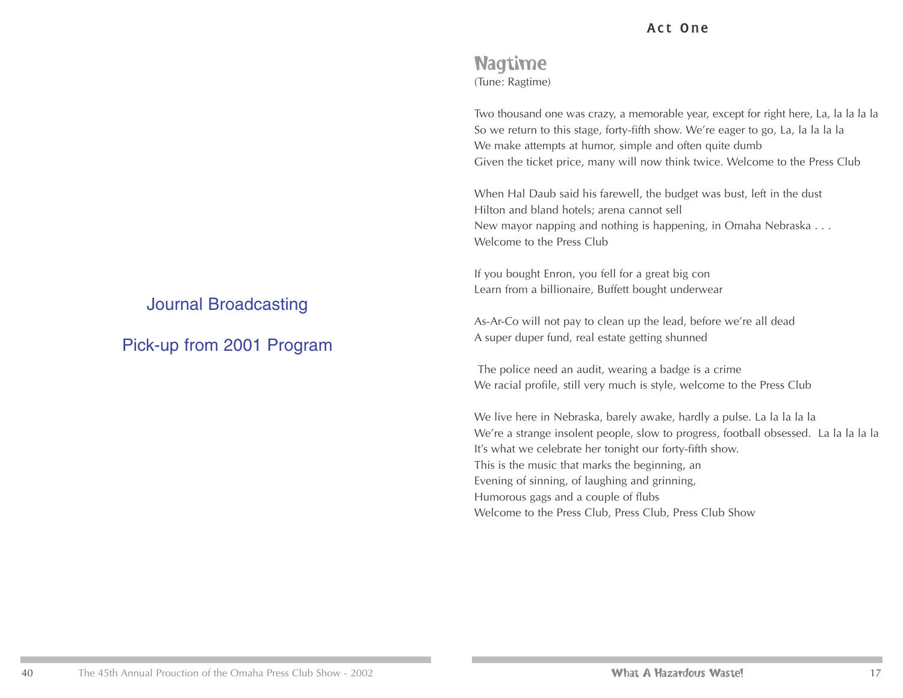Journal Broadcasting

Pick-up from 2001 Program

## Act One

### Nagtime

(Tune: Ragtime)

Two thousand one was crazy, a memorable year, except for right here, La, la la la la
So we return to this stage, forty-fifth show. We're eager to go, La, la la la la
We make attempts at humor, simple and often quite dumb
Given the ticket price, many will now think twice. Welcome to the Press Club

When Hal Daub said his farewell, the budget was bust, left in the dust
Hilton and bland hotels; arena cannot sell
New mayor napping and nothing is happening, in Omaha Nebraska . . .
Welcome to the Press Club

If you bought Enron, you fell for a great big con
Learn from a billionaire, Buffett bought underwear

As-Ar-Co will not pay to clean up the lead, before we're all dead
A super duper fund, real estate getting shunned

The police need an audit, wearing a badge is a crime
We racial profile, still very much is style, welcome to the Press Club

We live here in Nebraska, barely awake, hardly a pulse. La la la la la
We're a strange insolent people, slow to progress, football obsessed. La la la la la
It's what we celebrate her tonight our forty-fifth show.
This is the music that marks the beginning, an
Evening of sinning, of laughing and grinning,
Humorous gags and a couple of flubs
Welcome to the Press Club, Press Club, Press Club Show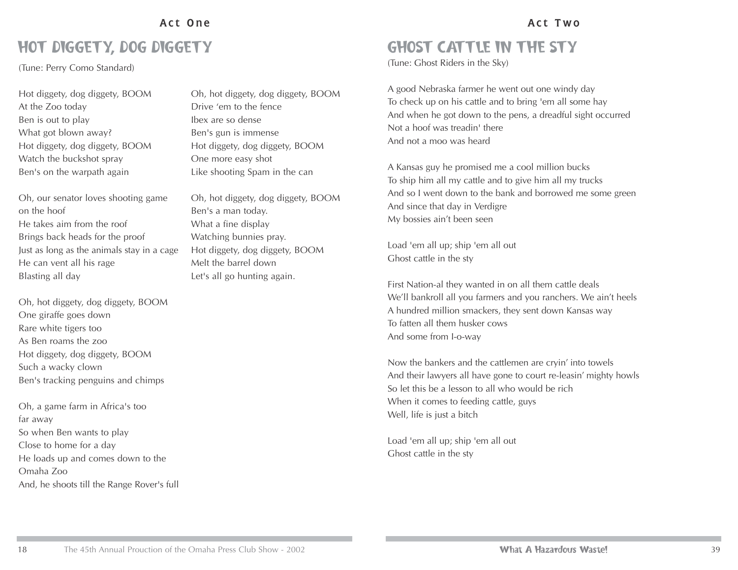Act One

# HOT DIGGETY, DOG DIGGETY

(Tune: Perry Como Standard)

Hot diggety, dog diggety, BOOM
At the Zoo today
Ben is out to play
What got blown away?
Hot diggety, dog diggety, BOOM
Watch the buckshot spray
Ben's on the warpath again

Oh, our senator loves shooting game on the hoof
He takes aim from the roof
Brings back heads for the proof
Just as long as the animals stay in a cage
He can vent all his rage
Blasting all day

Oh, hot diggety, dog diggety, BOOM
One giraffe goes down
Rare white tigers too
As Ben roams the zoo
Hot diggety, dog diggety, BOOM
Such a wacky clown
Ben's tracking penguins and chimps

Oh, a game farm in Africa's too far away
So when Ben wants to play
Close to home for a day
He loads up and comes down to the Omaha Zoo
And, he shoots till the Range Rover's full

Oh, hot diggety, dog diggety, BOOM
Drive 'em to the fence
Ibex are so dense
Ben's gun is immense
Hot diggety, dog diggety, BOOM
One more easy shot
Like shooting Spam in the can

Oh, hot diggety, dog diggety, BOOM
Ben's a man today.
What a fine display
Watching bunnies pray.
Hot diggety, dog diggety, BOOM
Melt the barrel down
Let's all go hunting again.

Act Two

# GHOST CATTLE IN THE STY

(Tune: Ghost Riders in the Sky)

A good Nebraska farmer he went out one windy day
To check up on his cattle and to bring 'em all some hay
And when he got down to the pens, a dreadful sight occurred
Not a hoof was treadin' there
And not a moo was heard

A Kansas guy he promised me a cool million bucks
To ship him all my cattle and to give him all my trucks
And so I went down to the bank and borrowed me some green
And since that day in Verdigre
My bossies ain't been seen

Load 'em all up; ship 'em all out
Ghost cattle in the sty

First Nation-al they wanted in on all them cattle deals
We'll bankroll all you farmers and you ranchers. We ain't heels
A hundred million smackers, they sent down Kansas way
To fatten all them husker cows
And some from I-o-way

Now the bankers and the cattlemen are cryin' into towels
And their lawyers all have gone to court re-leasin' mighty howls
So let this be a lesson to all who would be rich
When it comes to feeding cattle, guys
Well, life is just a bitch

Load 'em all up; ship 'em all out
Ghost cattle in the sty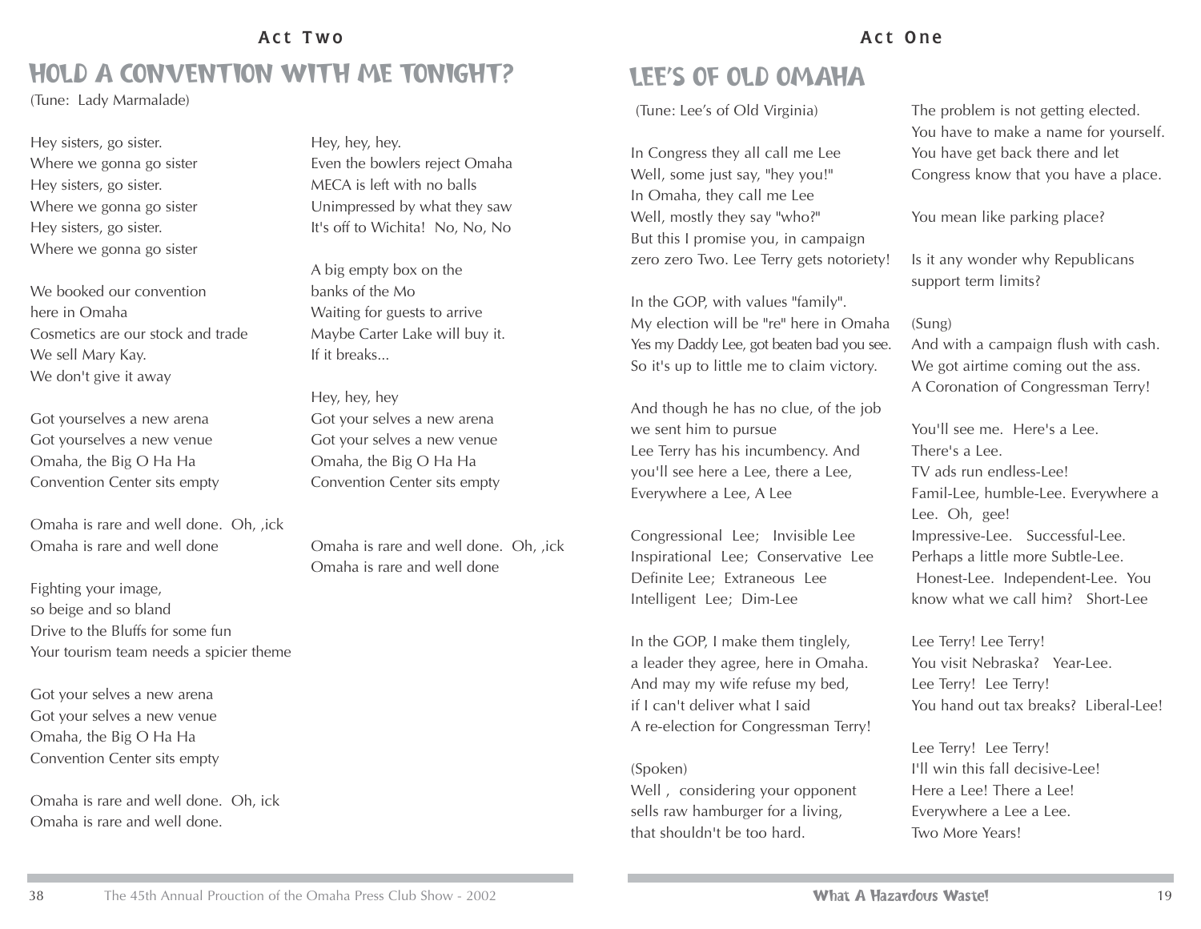## Act Two

# HOLD A CONVENTION WITH ME TONIGHT?

(Tune: Lady Marmalade)

Hey sisters, go sister.
Where we gonna go sister
Hey sisters, go sister.
Where we gonna go sister
Hey sisters, go sister.
Where we gonna go sister

We booked our convention
here in Omaha
Cosmetics are our stock and trade
We sell Mary Kay.
We don't give it away

Got yourselves a new arena
Got yourselves a new venue
Omaha, the Big O Ha Ha
Convention Center sits empty

Omaha is rare and well done. Oh, ,ick
Omaha is rare and well done

Fighting your image,
so beige and so bland
Drive to the Bluffs for some fun
Your tourism team needs a spicier theme

Got your selves a new arena
Got your selves a new venue
Omaha, the Big O Ha Ha
Convention Center sits empty

Omaha is rare and well done. Oh, ick
Omaha is rare and well done.

Hey, hey, hey.
Even the bowlers reject Omaha
MECA is left with no balls
Unimpressed by what they saw
It's off to Wichita! No, No, No

A big empty box on the
banks of the Mo
Waiting for guests to arrive
Maybe Carter Lake will buy it.
If it breaks...

Hey, hey, hey
Got your selves a new arena
Got your selves a new venue
Omaha, the Big O Ha Ha
Convention Center sits empty

Omaha is rare and well done. Oh, ,ick
Omaha is rare and well done

## Act One

# LEE'S OF OLD OMAHA

(Tune: Lee's of Old Virginia)

In Congress they all call me Lee
Well, some just say, "hey you!"
In Omaha, they call me Lee
Well, mostly they say "who?"
But this I promise you, in campaign
zero zero Two. Lee Terry gets notoriety!

In the GOP, with values "family".
My election will be "re" here in Omaha
Yes my Daddy Lee, got beaten bad you see.
So it's up to little me to claim victory.

And though he has no clue, of the job
we sent him to pursue
Lee Terry has his incumbency. And
you'll see here a Lee, there a Lee,
Everywhere a Lee, A Lee

Congressional Lee; Invisible Lee
Inspirational Lee; Conservative Lee
Definite Lee; Extraneous Lee
Intelligent Lee; Dim-Lee

In the GOP, I make them tinglely,
a leader they agree, here in Omaha.
And may my wife refuse my bed,
if I can't deliver what I said
A re-election for Congressman Terry!

(Spoken)
Well , considering your opponent
sells raw hamburger for a living,
that shouldn't be too hard.

The problem is not getting elected.
You have to make a name for yourself.
You have get back there and let
Congress know that you have a place.

You mean like parking place?

Is it any wonder why Republicans
support term limits?

(Sung)
And with a campaign flush with cash.
We got airtime coming out the ass.
A Coronation of Congressman Terry!

You'll see me. Here's a Lee.
There's a Lee.
TV ads run endless-Lee!
Famil-Lee, humble-Lee. Everywhere a
Lee. Oh, gee!
Impressive-Lee. Successful-Lee.
Perhaps a little more Subtle-Lee.
Honest-Lee. Independent-Lee. You
know what we call him? Short-Lee

Lee Terry! Lee Terry!
You visit Nebraska? Year-Lee.
Lee Terry! Lee Terry!
You hand out tax breaks? Liberal-Lee!

Lee Terry! Lee Terry!
I'll win this fall decisive-Lee!
Here a Lee! There a Lee!
Everywhere a Lee a Lee.
Two More Years!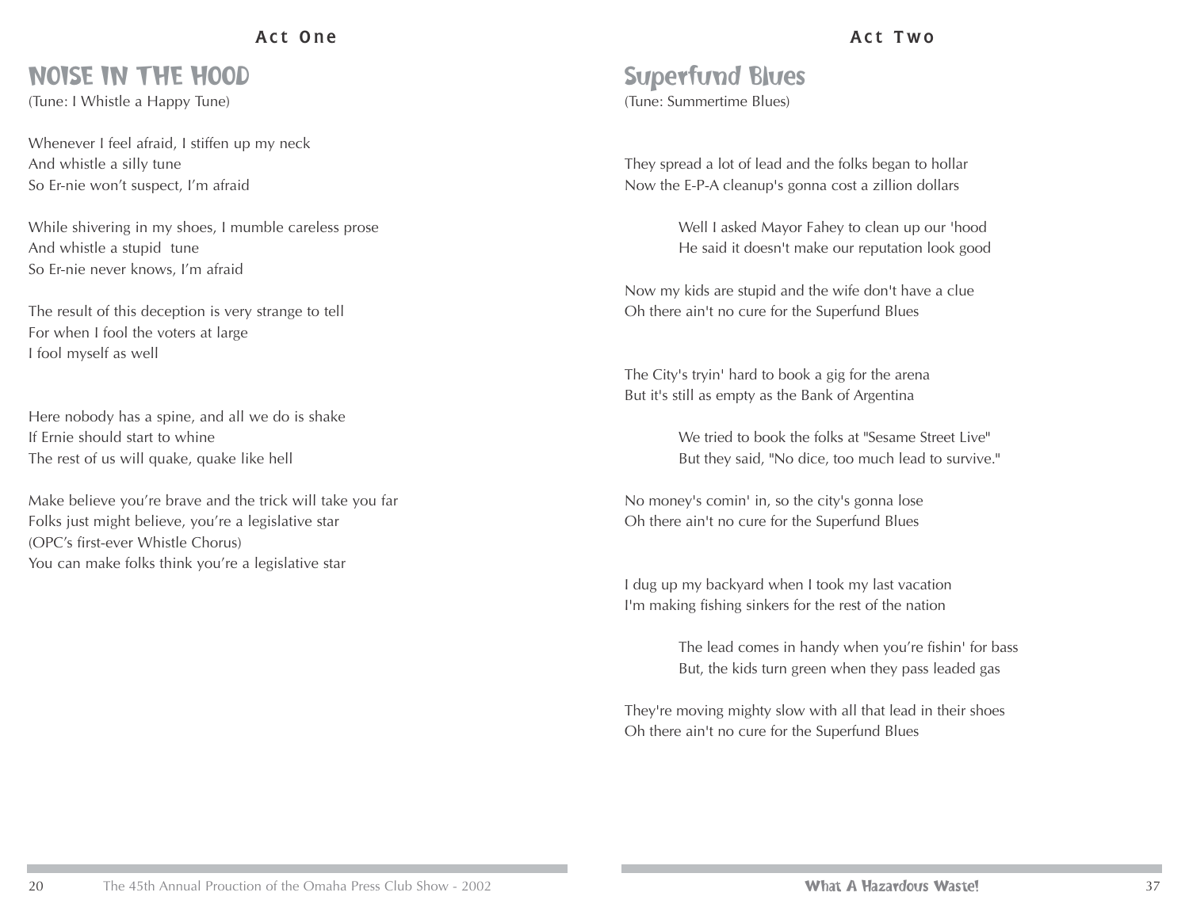## Act One

# NOISE IN THE HOOD

(Tune: I Whistle a Happy Tune)

Whenever I feel afraid, I stiffen up my neck
And whistle a silly tune
So Er-nie won't suspect, I'm afraid

While shivering in my shoes, I mumble careless prose
And whistle a stupid tune
So Er-nie never knows, I'm afraid

The result of this deception is very strange to tell
For when I fool the voters at large
I fool myself as well

Here nobody has a spine, and all we do is shake
If Ernie should start to whine
The rest of us will quake, quake like hell

Make believe you're brave and the trick will take you far
Folks just might believe, you're a legislative star
(OPC's first-ever Whistle Chorus)
You can make folks think you're a legislative star

## Act Two

# Superfund Blues

(Tune: Summertime Blues)

They spread a lot of lead and the folks began to hollar
Now the E-P-A cleanup's gonna cost a zillion dollars

> Well I asked Mayor Fahey to clean up our 'hood
> He said it doesn't make our reputation look good

Now my kids are stupid and the wife don't have a clue
Oh there ain't no cure for the Superfund Blues

The City's tryin' hard to book a gig for the arena
But it's still as empty as the Bank of Argentina

> We tried to book the folks at "Sesame Street Live"
> But they said, "No dice, too much lead to survive."

No money's comin' in, so the city's gonna lose
Oh there ain't no cure for the Superfund Blues

I dug up my backyard when I took my last vacation
I'm making fishing sinkers for the rest of the nation

> The lead comes in handy when you're fishin' for bass
> But, the kids turn green when they pass leaded gas

They're moving mighty slow with all that lead in their shoes
Oh there ain't no cure for the Superfund Blues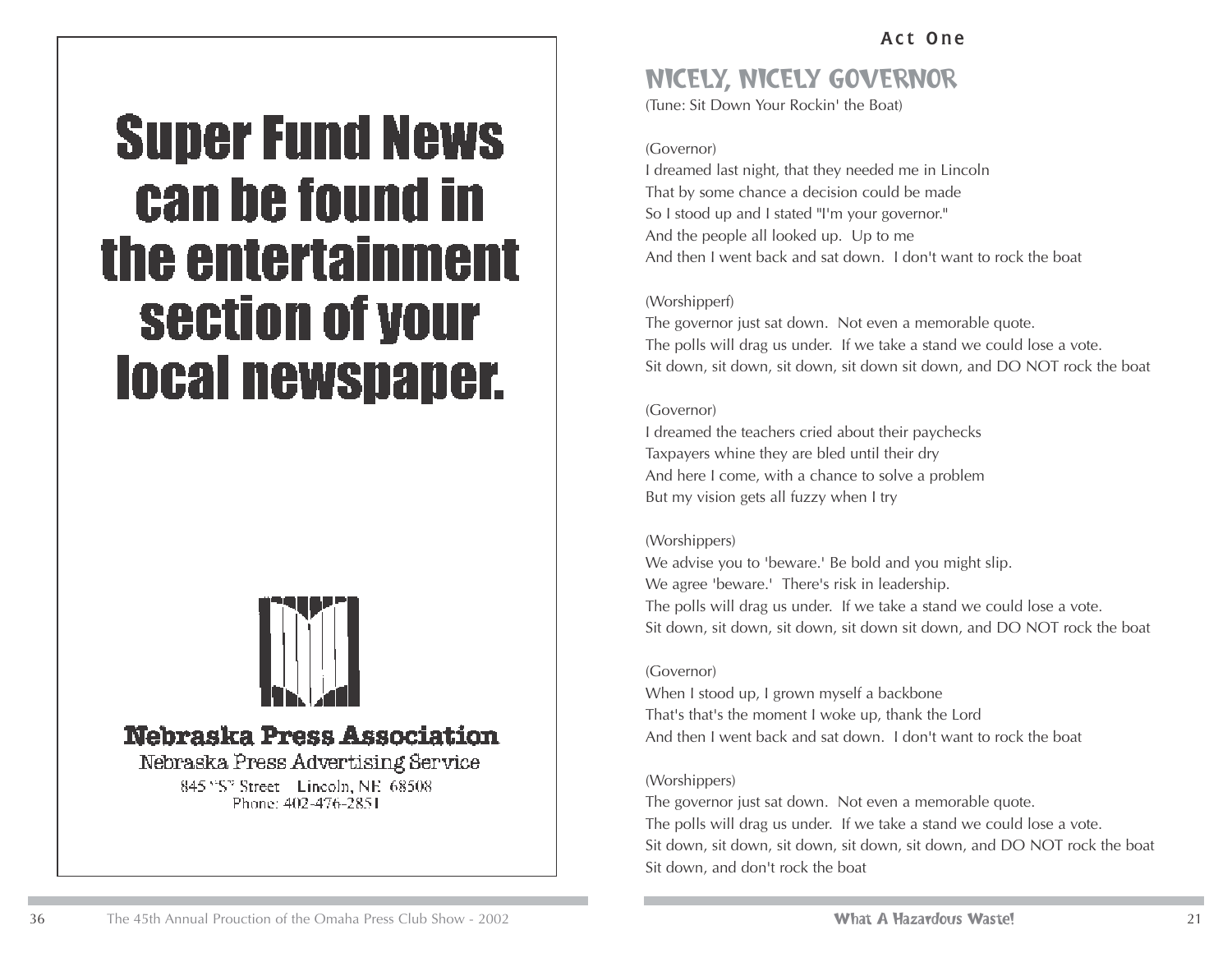# Super Fund News can be found in the entertainment section of your local newspaper.

**Nebraska Press Association**

Nebraska Press Advertising Service

845 "S" Street   Lincoln, NE 68508

Phone: 402-476-2851

Act One

## NICELY, NICELY GOVERNOR

(Tune: Sit Down Your Rockin' the Boat)

(Governor)

I dreamed last night, that they needed me in Lincoln
That by some chance a decision could be made
So I stood up and I stated "I'm your governor."
And the people all looked up. Up to me
And then I went back and sat down. I don't want to rock the boat

(Worshipperf)

The governor just sat down. Not even a memorable quote.
The polls will drag us under. If we take a stand we could lose a vote.
Sit down, sit down, sit down, sit down sit down, and DO NOT rock the boat

(Governor)

I dreamed the teachers cried about their paychecks
Taxpayers whine they are bled until their dry
And here I come, with a chance to solve a problem
But my vision gets all fuzzy when I try

(Worshippers)

We advise you to 'beware.' Be bold and you might slip.
We agree 'beware.' There's risk in leadership.
The polls will drag us under. If we take a stand we could lose a vote.
Sit down, sit down, sit down, sit down sit down, and DO NOT rock the boat

(Governor)

When I stood up, I grown myself a backbone
That's that's the moment I woke up, thank the Lord
And then I went back and sat down. I don't want to rock the boat

(Worshippers)

The governor just sat down. Not even a memorable quote.
The polls will drag us under. If we take a stand we could lose a vote.
Sit down, sit down, sit down, sit down, sit down, and DO NOT rock the boat
Sit down, and don't rock the boat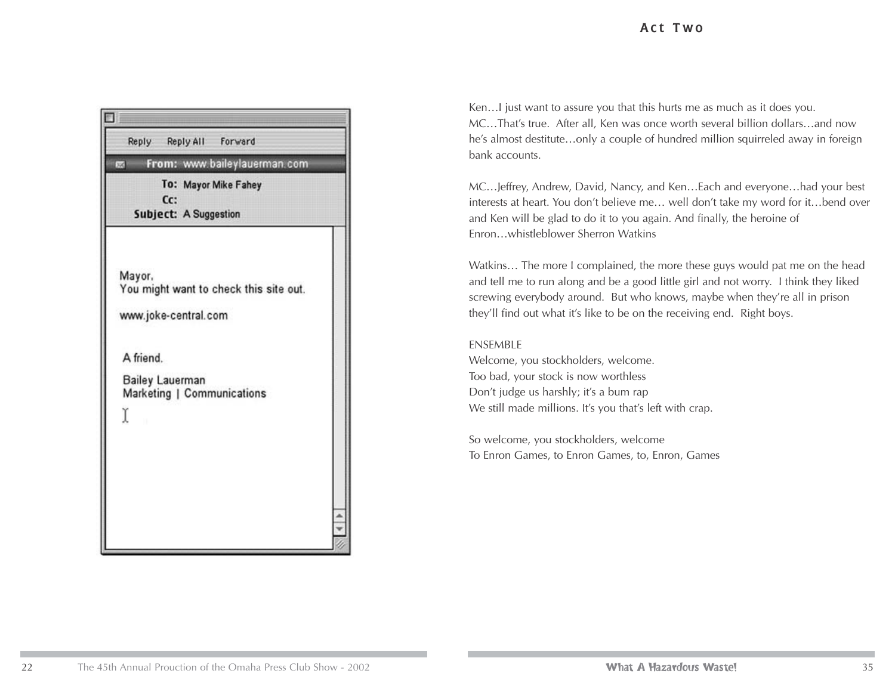Reply Reply All Forward

**From:** www.baileylauerman.com

**To:** Mayor Mike Fahey

**Cc:**

**Subject:** A Suggestion

Mayor,
You might want to check this site out.

www.joke-central.com

A friend.

Bailey Lauerman
Marketing | Communications

## Act Two

Ken…I just want to assure you that this hurts me as much as it does you.
MC…That's true. After all, Ken was once worth several billion dollars…and now he's almost destitute…only a couple of hundred million squirreled away in foreign bank accounts.

MC…Jeffrey, Andrew, David, Nancy, and Ken…Each and everyone…had your best interests at heart. You don't believe me… well don't take my word for it…bend over and Ken will be glad to do it to you again. And finally, the heroine of Enron…whistleblower Sherron Watkins

Watkins… The more I complained, the more these guys would pat me on the head and tell me to run along and be a good little girl and not worry. I think they liked screwing everybody around. But who knows, maybe when they're all in prison they'll find out what it's like to be on the receiving end. Right boys.

ENSEMBLE
Welcome, you stockholders, welcome.
Too bad, your stock is now worthless
Don't judge us harshly; it's a bum rap
We still made millions. It's you that's left with crap.

So welcome, you stockholders, welcome
To Enron Games, to Enron Games, to, Enron, Games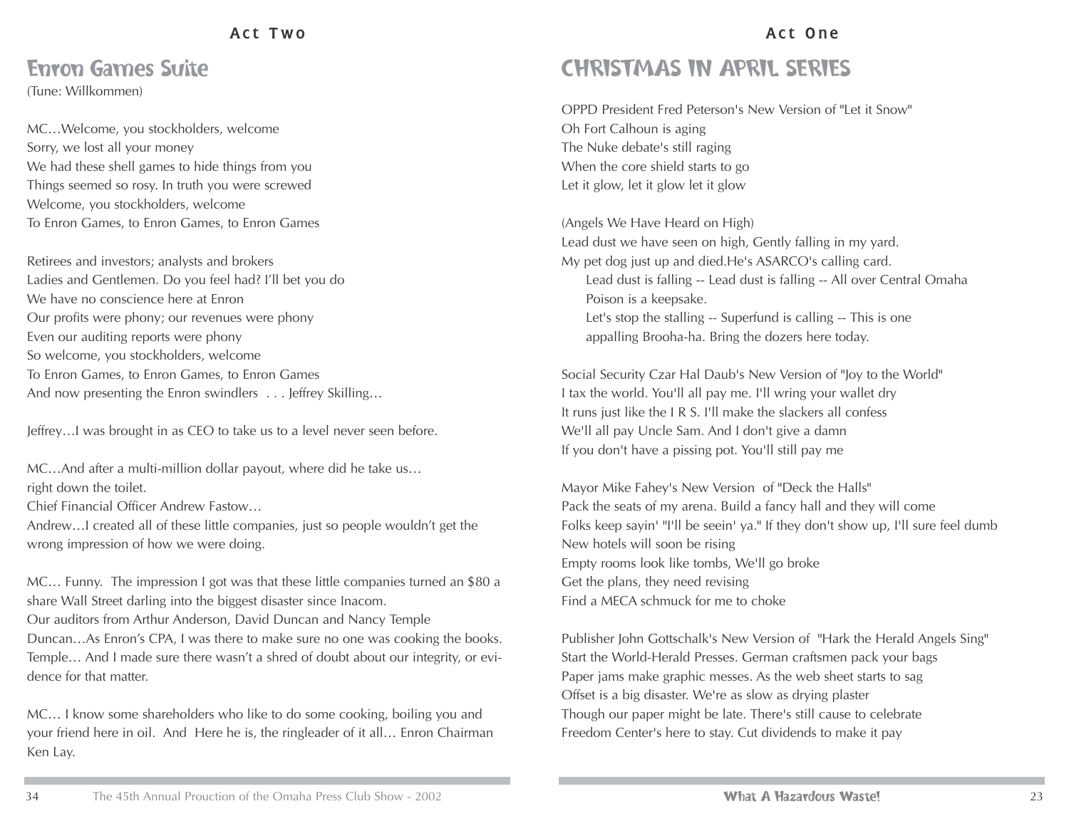## Enron Games Suite

(Tune: Willkommen)

MC…Welcome, you stockholders, welcome
Sorry, we lost all your money
We had these shell games to hide things from you
Things seemed so rosy. In truth you were screwed
Welcome, you stockholders, welcome
To Enron Games, to Enron Games, to Enron Games

Retirees and investors; analysts and brokers
Ladies and Gentlemen. Do you feel had? I'll bet you do
We have no conscience here at Enron
Our profits were phony; our revenues were phony
Even our auditing reports were phony
So welcome, you stockholders, welcome
To Enron Games, to Enron Games, to Enron Games
And now presenting the Enron swindlers . . . Jeffrey Skilling…

Jeffrey…I was brought in as CEO to take us to a level never seen before.

MC…And after a multi-million dollar payout, where did he take us…
right down the toilet.
Chief Financial Officer Andrew Fastow…
Andrew…I created all of these little companies, just so people wouldn't get the wrong impression of how we were doing.

MC… Funny. The impression I got was that these little companies turned an $80 a share Wall Street darling into the biggest disaster since Inacom.
Our auditors from Arthur Anderson, David Duncan and Nancy Temple
Duncan…As Enron's CPA, I was there to make sure no one was cooking the books.
Temple… And I made sure there wasn't a shred of doubt about our integrity, or evidence for that matter.

MC… I know some shareholders who like to do some cooking, boiling you and your friend here in oil. And Here he is, the ringleader of it all… Enron Chairman Ken Lay.

## CHRISTMAS IN APRIL SERIES

OPPD President Fred Peterson's New Version of "Let it Snow"
Oh Fort Calhoun is aging
The Nuke debate's still raging
When the core shield starts to go
Let it glow, let it glow let it glow

(Angels We Have Heard on High)
Lead dust we have seen on high, Gently falling in my yard.
My pet dog just up and died.He's ASARCO's calling card.
Lead dust is falling -- Lead dust is falling -- All over Central Omaha
Poison is a keepsake.
Let's stop the stalling -- Superfund is calling -- This is one
appalling Brooha-ha. Bring the dozers here today.

Social Security Czar Hal Daub's New Version of "Joy to the World"
I tax the world. You'll all pay me. I'll wring your wallet dry
It runs just like the I R S. I'll make the slackers all confess
We'll all pay Uncle Sam. And I don't give a damn
If you don't have a pissing pot. You'll still pay me

Mayor Mike Fahey's New Version of "Deck the Halls"
Pack the seats of my arena. Build a fancy hall and they will come
Folks keep sayin' "I'll be seein' ya." If they don't show up, I'll sure feel dumb
New hotels will soon be rising
Empty rooms look like tombs, We'll go broke
Get the plans, they need revising
Find a MECA schmuck for me to choke

Publisher John Gottschalk's New Version of "Hark the Herald Angels Sing"
Start the World-Herald Presses. German craftsmen pack your bags
Paper jams make graphic messes. As the web sheet starts to sag
Offset is a big disaster. We're as slow as drying plaster
Though our paper might be late. There's still cause to celebrate
Freedom Center's here to stay. Cut dividends to make it pay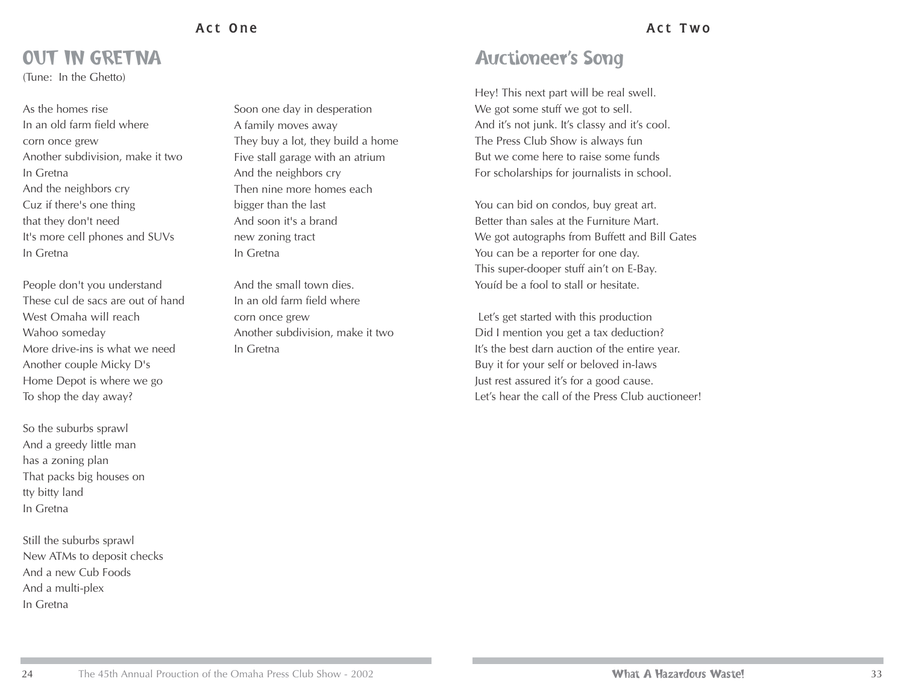## Act One

# OUT IN GRETNA

(Tune: In the Ghetto)

As the homes rise
In an old farm field where
corn once grew
Another subdivision, make it two
In Gretna
And the neighbors cry
Cuz if there's one thing
that they don't need
It's more cell phones and SUVs
In Gretna

People don't you understand
These cul de sacs are out of hand
West Omaha will reach
Wahoo someday
More drive-ins is what we need
Another couple Micky D's
Home Depot is where we go
To shop the day away?

So the suburbs sprawl
And a greedy little man
has a zoning plan
That packs big houses on
tty bitty land
In Gretna

Still the suburbs sprawl
New ATMs to deposit checks
And a new Cub Foods
And a multi-plex
In Gretna

Soon one day in desperation
A family moves away
They buy a lot, they build a home
Five stall garage with an atrium
And the neighbors cry
Then nine more homes each
bigger than the last
And soon it's a brand
new zoning tract
In Gretna

And the small town dies.
In an old farm field where
corn once grew
Another subdivision, make it two
In Gretna

## Act Two

# Auctioneer's Song

Hey! This next part will be real swell.
We got some stuff we got to sell.
And it's not junk. It's classy and it's cool.
The Press Club Show is always fun
But we come here to raise some funds
For scholarships for journalists in school.

You can bid on condos, buy great art.
Better than sales at the Furniture Mart.
We got autographs from Buffett and Bill Gates
You can be a reporter for one day.
This super-dooper stuff ain't on E-Bay.
Youíd be a fool to stall or hesitate.

Let's get started with this production
Did I mention you get a tax deduction?
It's the best darn auction of the entire year.
Buy it for your self or beloved in-laws
Just rest assured it's for a good cause.
Let's hear the call of the Press Club auctioneer!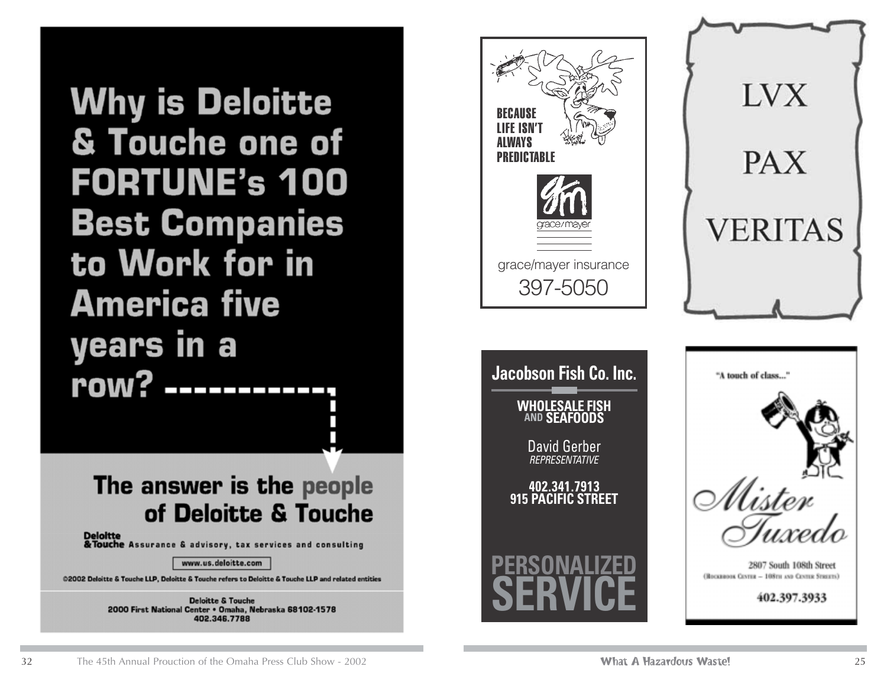# Why is Deloitte & Touche one of FORTUNE's 100 Best Companies to Work for in America five years in a row?

## The answer is the people of Deloitte & Touche

**Deloitte & Touche** Assurance & advisory, tax services and consulting

www.us.deloitte.com

©2002 Deloitte & Touche LLP, Deloitte & Touche refers to Deloitte & Touche LLP and related entities

Deloitte & Touche
2000 First National Center • Omaha, Nebraska 68102-1578
402.346.7788

---

**BECAUSE LIFE ISN'T ALWAYS PREDICTABLE**

grace/mayer

grace/mayer insurance
397-5050

---

LVX

PAX

VERITAS

---

## Jacobson Fish Co. Inc.

**WHOLESALE FISH AND SEAFOODS**

David Gerber
*REPRESENTATIVE*

**402.341.7913**
**915 PACIFIC STREET**

**PERSONALIZED SERVICE**

---

"A touch of class..."

*Mister Tuxedo*

2807 South 108th Street
(Rockbrook Center – 108th and Center Streets)

402.397.3933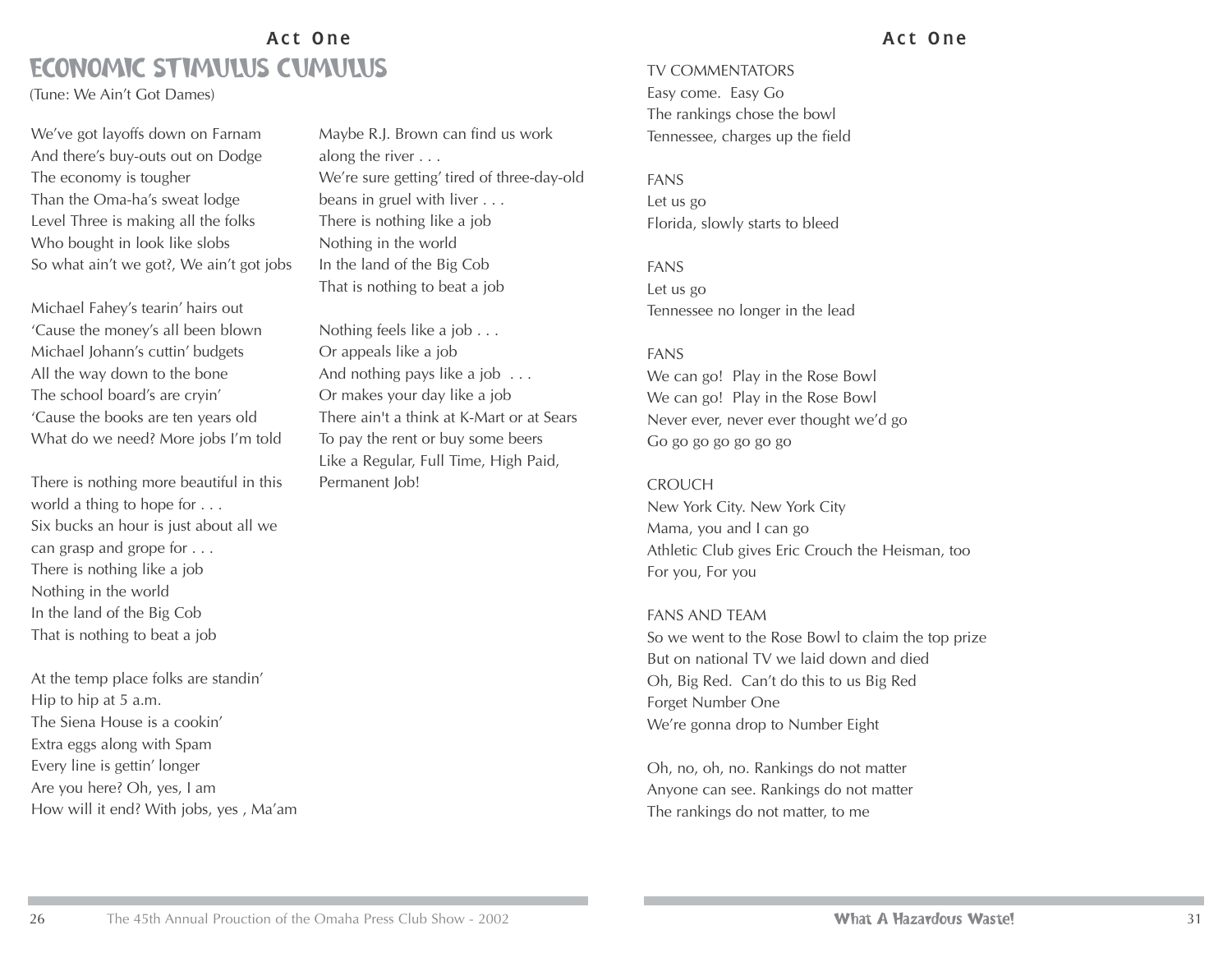## Act One

# ECONOMIC STIMULUS CUMULUS

(Tune: We Ain't Got Dames)

We've got layoffs down on Farnam
And there's buy-outs out on Dodge
The economy is tougher
Than the Oma-ha's sweat lodge
Level Three is making all the folks
Who bought in look like slobs
So what ain't we got?, We ain't got jobs

Michael Fahey's tearin' hairs out
'Cause the money's all been blown
Michael Johann's cuttin' budgets
All the way down to the bone
The school board's are cryin'
'Cause the books are ten years old
What do we need? More jobs I'm told

There is nothing more beautiful in this
world a thing to hope for . . .
Six bucks an hour is just about all we
can grasp and grope for . . .
There is nothing like a job
Nothing in the world
In the land of the Big Cob
That is nothing to beat a job

At the temp place folks are standin'
Hip to hip at 5 a.m.
The Siena House is a cookin'
Extra eggs along with Spam
Every line is gettin' longer
Are you here? Oh, yes, I am
How will it end? With jobs, yes , Ma'am

Maybe R.J. Brown can find us work
along the river . . .
We're sure getting' tired of three-day-old
beans in gruel with liver . . .
There is nothing like a job
Nothing in the world
In the land of the Big Cob
That is nothing to beat a job

Nothing feels like a job . . .
Or appeals like a job
And nothing pays like a job . . .
Or makes your day like a job
There ain't a think at K-Mart or at Sears
To pay the rent or buy some beers
Like a Regular, Full Time, High Paid,
Permanent Job!

## Act One

TV COMMENTATORS
Easy come. Easy Go
The rankings chose the bowl
Tennessee, charges up the field

FANS
Let us go
Florida, slowly starts to bleed

FANS
Let us go
Tennessee no longer in the lead

FANS
We can go! Play in the Rose Bowl
We can go! Play in the Rose Bowl
Never ever, never ever thought we'd go
Go go go go go go go

CROUCH
New York City. New York City
Mama, you and I can go
Athletic Club gives Eric Crouch the Heisman, too
For you, For you

FANS AND TEAM
So we went to the Rose Bowl to claim the top prize
But on national TV we laid down and died
Oh, Big Red. Can't do this to us Big Red
Forget Number One
We're gonna drop to Number Eight

Oh, no, oh, no. Rankings do not matter
Anyone can see. Rankings do not matter
The rankings do not matter, to me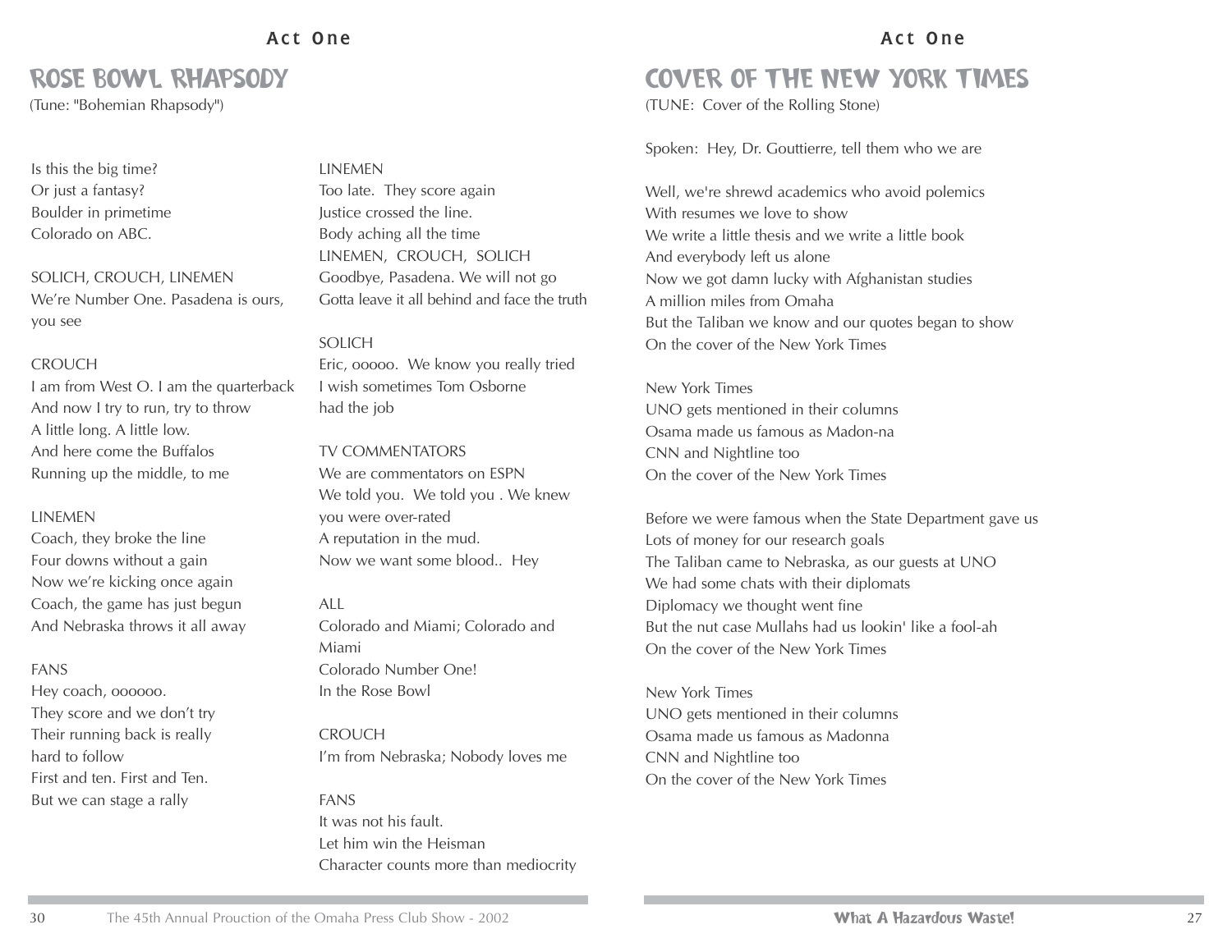# ROSE BOWL RHAPSODY

(Tune: "Bohemian Rhapsody")

Is this the big time?
Or just a fantasy?
Boulder in primetime
Colorado on ABC.

SOLICH, CROUCH, LINEMEN
We're Number One. Pasadena is ours, you see

CROUCH
I am from West O. I am the quarterback
And now I try to run, try to throw
A little long. A little low.
And here come the Buffalos
Running up the middle, to me

LINEMEN
Coach, they broke the line
Four downs without a gain
Now we're kicking once again
Coach, the game has just begun
And Nebraska throws it all away

FANS
Hey coach, oooooo.
They score and we don't try
Their running back is really hard to follow
First and ten. First and Ten.
But we can stage a rally

LINEMEN
Too late. They score again
Justice crossed the line.
Body aching all the time
LINEMEN, CROUCH, SOLICH
Goodbye, Pasadena. We will not go
Gotta leave it all behind and face the truth

SOLICH
Eric, ooooo. We know you really tried
I wish sometimes Tom Osborne had the job

TV COMMENTATORS
We are commentators on ESPN
We told you. We told you . We knew you were over-rated
A reputation in the mud.
Now we want some blood.. Hey

ALL
Colorado and Miami; Colorado and Miami
Colorado Number One!
In the Rose Bowl

CROUCH
I'm from Nebraska; Nobody loves me

FANS
It was not his fault.
Let him win the Heisman
Character counts more than mediocrity

# COVER OF THE NEW YORK TIMES

(TUNE: Cover of the Rolling Stone)

Spoken: Hey, Dr. Gouttierre, tell them who we are

Well, we're shrewd academics who avoid polemics
With resumes we love to show
We write a little thesis and we write a little book
And everybody left us alone
Now we got damn lucky with Afghanistan studies
A million miles from Omaha
But the Taliban we know and our quotes began to show
On the cover of the New York Times

New York Times
UNO gets mentioned in their columns
Osama made us famous as Madon-na
CNN and Nightline too
On the cover of the New York Times

Before we were famous when the State Department gave us
Lots of money for our research goals
The Taliban came to Nebraska, as our guests at UNO
We had some chats with their diplomats
Diplomacy we thought went fine
But the nut case Mullahs had us lookin' like a fool-ah
On the cover of the New York Times

New York Times
UNO gets mentioned in their columns
Osama made us famous as Madonna
CNN and Nightline too
On the cover of the New York Times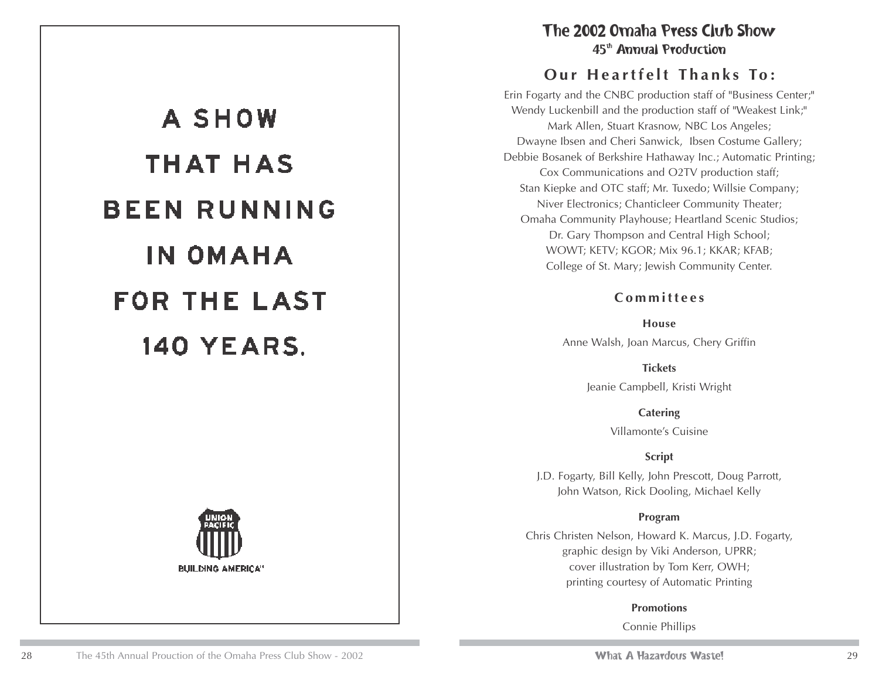A SHOW

THAT HAS

BEEN RUNNING

IN OMAHA

FOR THE LAST

140 YEARS.

UNION PACIFIC

BUILDING AMERICA

# The 2002 Omaha Press Club Show

## 45th Annual Production

## Our Heartfelt Thanks To:

Erin Fogarty and the CNBC production staff of "Business Center;"
Wendy Luckenbill and the production staff of "Weakest Link;"
Mark Allen, Stuart Krasnow, NBC Los Angeles;
Dwayne Ibsen and Cheri Sanwick, Ibsen Costume Gallery;
Debbie Bosanek of Berkshire Hathaway Inc.; Automatic Printing;
Cox Communications and O2TV production staff;
Stan Kiepke and OTC staff; Mr. Tuxedo; Willsie Company;
Niver Electronics; Chanticleer Community Theater;
Omaha Community Playhouse; Heartland Scenic Studios;
Dr. Gary Thompson and Central High School;
WOWT; KETV; KGOR; Mix 96.1; KKAR; KFAB;
College of St. Mary; Jewish Community Center.

### Committees

**House**

Anne Walsh, Joan Marcus, Chery Griffin

**Tickets**

Jeanie Campbell, Kristi Wright

**Catering**

Villamonte's Cuisine

**Script**

J.D. Fogarty, Bill Kelly, John Prescott, Doug Parrott,
John Watson, Rick Dooling, Michael Kelly

**Program**

Chris Christen Nelson, Howard K. Marcus, J.D. Fogarty,
graphic design by Viki Anderson, UPRR;
cover illustration by Tom Kerr, OWH;
printing courtesy of Automatic Printing

**Promotions**

Connie Phillips